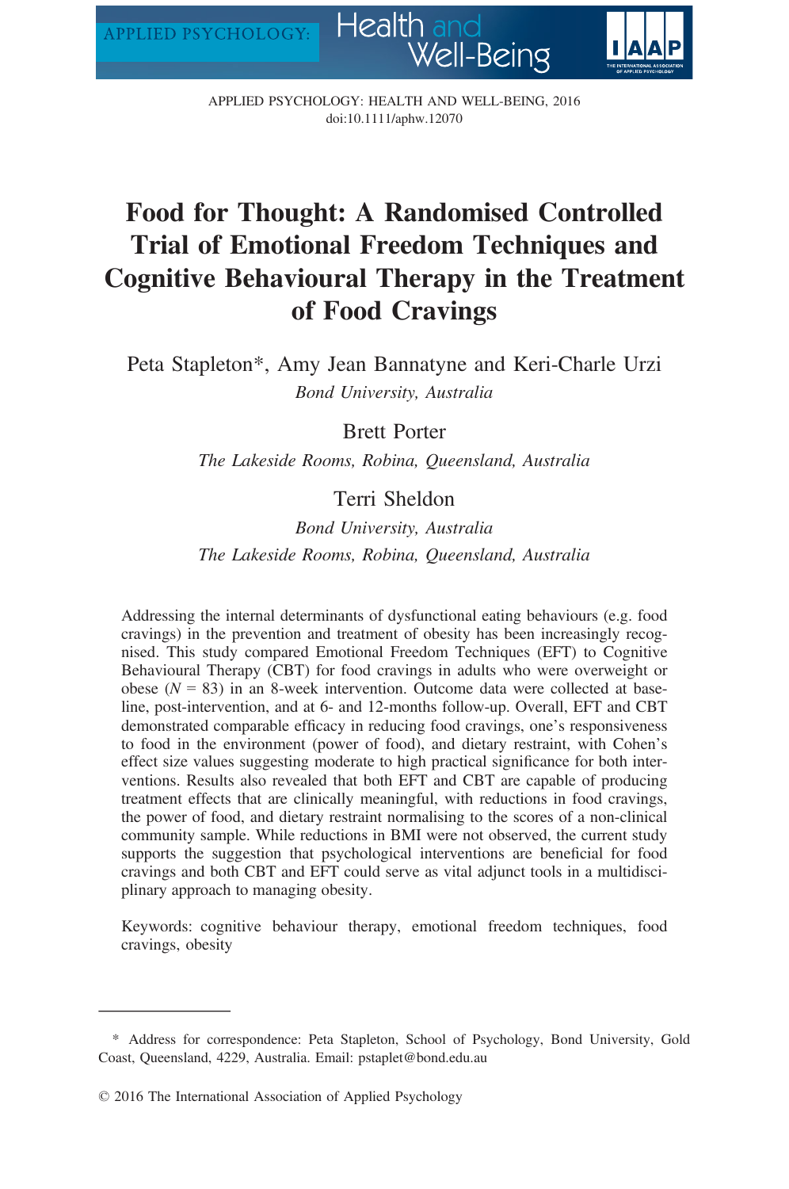APPLIED PSYCHOLOGY: HEALTH AND WELL-BEING, 2016
doi:10.1111/aphw.12070

# Food for Thought: A Randomised Controlled Trial of Emotional Freedom Techniques and Cognitive Behavioural Therapy in the Treatment of Food Cravings

Peta Stapleton*, Amy Jean Bannatyne and Keri-Charle Urzi
*Bond University, Australia*

Brett Porter
*The Lakeside Rooms, Robina, Queensland, Australia*

Terri Sheldon
*Bond University, Australia*
*The Lakeside Rooms, Robina, Queensland, Australia*

Addressing the internal determinants of dysfunctional eating behaviours (e.g. food cravings) in the prevention and treatment of obesity has been increasingly recognised. This study compared Emotional Freedom Techniques (EFT) to Cognitive Behavioural Therapy (CBT) for food cravings in adults who were overweight or obese ($N$ = 83) in an 8-week intervention. Outcome data were collected at baseline, post-intervention, and at 6- and 12-months follow-up. Overall, EFT and CBT demonstrated comparable efficacy in reducing food cravings, one's responsiveness to food in the environment (power of food), and dietary restraint, with Cohen's effect size values suggesting moderate to high practical significance for both interventions. Results also revealed that both EFT and CBT are capable of producing treatment effects that are clinically meaningful, with reductions in food cravings, the power of food, and dietary restraint normalising to the scores of a non-clinical community sample. While reductions in BMI were not observed, the current study supports the suggestion that psychological interventions are beneficial for food cravings and both CBT and EFT could serve as vital adjunct tools in a multidisciplinary approach to managing obesity.

Keywords: cognitive behaviour therapy, emotional freedom techniques, food cravings, obesity

---

\* Address for correspondence: Peta Stapleton, School of Psychology, Bond University, Gold Coast, Queensland, 4229, Australia. Email: pstaplet@bond.edu.au

© 2016 The International Association of Applied Psychology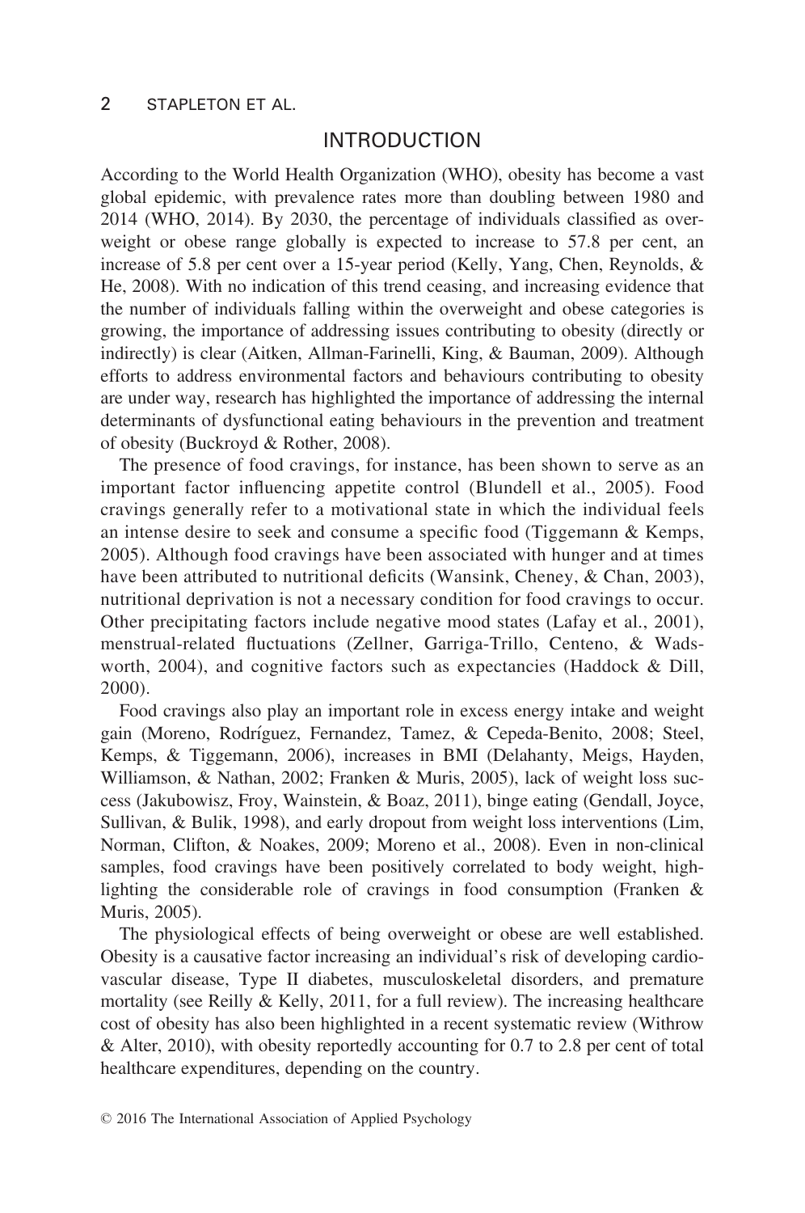## INTRODUCTION

According to the World Health Organization (WHO), obesity has become a vast global epidemic, with prevalence rates more than doubling between 1980 and 2014 (WHO, 2014). By 2030, the percentage of individuals classified as overweight or obese range globally is expected to increase to 57.8 per cent, an increase of 5.8 per cent over a 15-year period (Kelly, Yang, Chen, Reynolds, & He, 2008). With no indication of this trend ceasing, and increasing evidence that the number of individuals falling within the overweight and obese categories is growing, the importance of addressing issues contributing to obesity (directly or indirectly) is clear (Aitken, Allman-Farinelli, King, & Bauman, 2009). Although efforts to address environmental factors and behaviours contributing to obesity are under way, research has highlighted the importance of addressing the internal determinants of dysfunctional eating behaviours in the prevention and treatment of obesity (Buckroyd & Rother, 2008).

The presence of food cravings, for instance, has been shown to serve as an important factor influencing appetite control (Blundell et al., 2005). Food cravings generally refer to a motivational state in which the individual feels an intense desire to seek and consume a specific food (Tiggemann & Kemps, 2005). Although food cravings have been associated with hunger and at times have been attributed to nutritional deficits (Wansink, Cheney, & Chan, 2003), nutritional deprivation is not a necessary condition for food cravings to occur. Other precipitating factors include negative mood states (Lafay et al., 2001), menstrual-related fluctuations (Zellner, Garriga-Trillo, Centeno, & Wadsworth, 2004), and cognitive factors such as expectancies (Haddock & Dill, 2000).

Food cravings also play an important role in excess energy intake and weight gain (Moreno, Rodríguez, Fernandez, Tamez, & Cepeda-Benito, 2008; Steel, Kemps, & Tiggemann, 2006), increases in BMI (Delahanty, Meigs, Hayden, Williamson, & Nathan, 2002; Franken & Muris, 2005), lack of weight loss success (Jakubowisz, Froy, Wainstein, & Boaz, 2011), binge eating (Gendall, Joyce, Sullivan, & Bulik, 1998), and early dropout from weight loss interventions (Lim, Norman, Clifton, & Noakes, 2009; Moreno et al., 2008). Even in non-clinical samples, food cravings have been positively correlated to body weight, highlighting the considerable role of cravings in food consumption (Franken & Muris, 2005).

The physiological effects of being overweight or obese are well established. Obesity is a causative factor increasing an individual's risk of developing cardiovascular disease, Type II diabetes, musculoskeletal disorders, and premature mortality (see Reilly & Kelly, 2011, for a full review). The increasing healthcare cost of obesity has also been highlighted in a recent systematic review (Withrow & Alter, 2010), with obesity reportedly accounting for 0.7 to 2.8 per cent of total healthcare expenditures, depending on the country.

© 2016 The International Association of Applied Psychology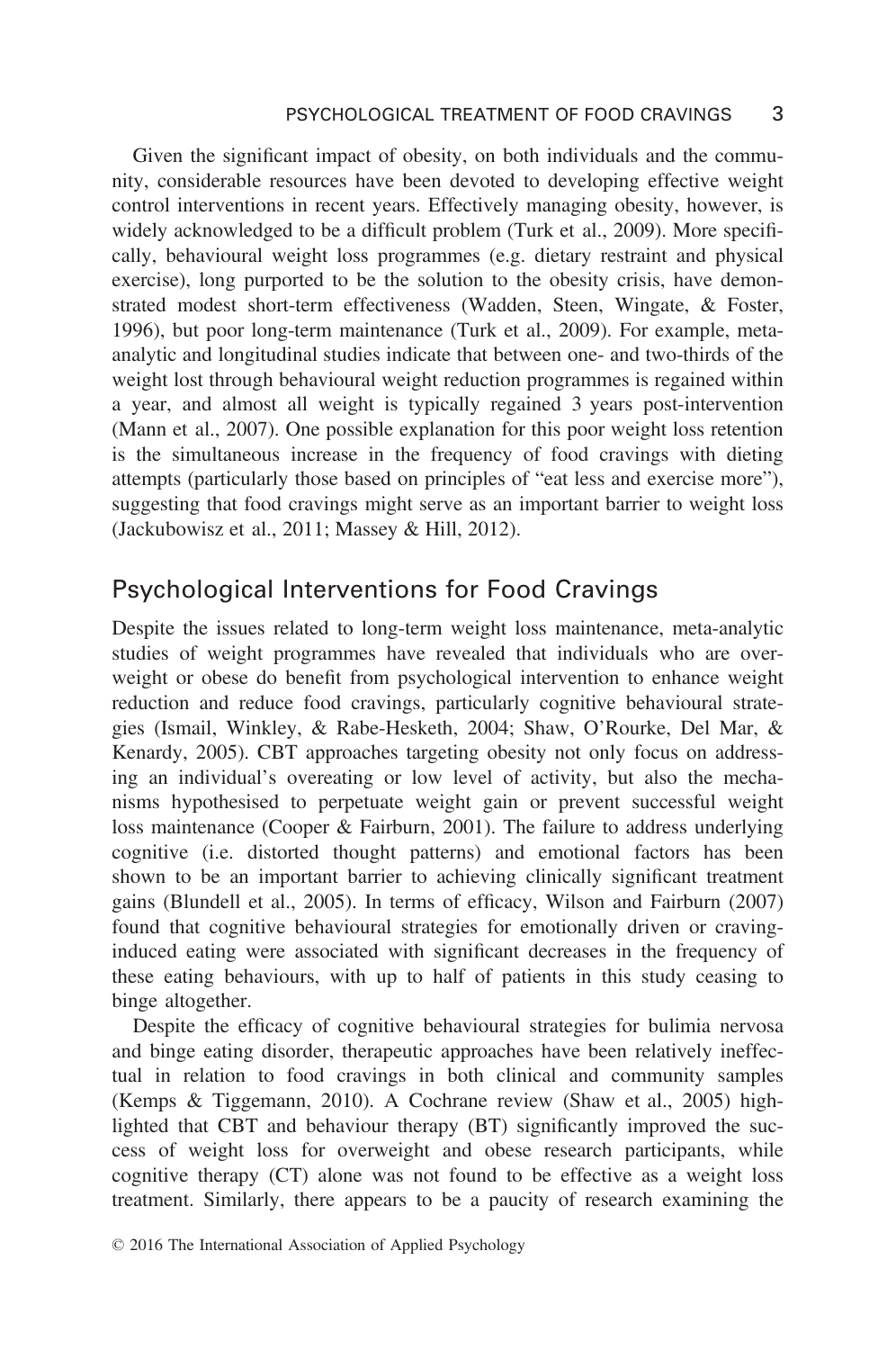Given the significant impact of obesity, on both individuals and the community, considerable resources have been devoted to developing effective weight control interventions in recent years. Effectively managing obesity, however, is widely acknowledged to be a difficult problem (Turk et al., 2009). More specifically, behavioural weight loss programmes (e.g. dietary restraint and physical exercise), long purported to be the solution to the obesity crisis, have demonstrated modest short-term effectiveness (Wadden, Steen, Wingate, & Foster, 1996), but poor long-term maintenance (Turk et al., 2009). For example, meta-analytic and longitudinal studies indicate that between one- and two-thirds of the weight lost through behavioural weight reduction programmes is regained within a year, and almost all weight is typically regained 3 years post-intervention (Mann et al., 2007). One possible explanation for this poor weight loss retention is the simultaneous increase in the frequency of food cravings with dieting attempts (particularly those based on principles of "eat less and exercise more"), suggesting that food cravings might serve as an important barrier to weight loss (Jackubowisz et al., 2011; Massey & Hill, 2012).

## Psychological Interventions for Food Cravings

Despite the issues related to long-term weight loss maintenance, meta-analytic studies of weight programmes have revealed that individuals who are overweight or obese do benefit from psychological intervention to enhance weight reduction and reduce food cravings, particularly cognitive behavioural strategies (Ismail, Winkley, & Rabe-Hesketh, 2004; Shaw, O'Rourke, Del Mar, & Kenardy, 2005). CBT approaches targeting obesity not only focus on addressing an individual's overeating or low level of activity, but also the mechanisms hypothesised to perpetuate weight gain or prevent successful weight loss maintenance (Cooper & Fairburn, 2001). The failure to address underlying cognitive (i.e. distorted thought patterns) and emotional factors has been shown to be an important barrier to achieving clinically significant treatment gains (Blundell et al., 2005). In terms of efficacy, Wilson and Fairburn (2007) found that cognitive behavioural strategies for emotionally driven or craving-induced eating were associated with significant decreases in the frequency of these eating behaviours, with up to half of patients in this study ceasing to binge altogether.

Despite the efficacy of cognitive behavioural strategies for bulimia nervosa and binge eating disorder, therapeutic approaches have been relatively ineffectual in relation to food cravings in both clinical and community samples (Kemps & Tiggemann, 2010). A Cochrane review (Shaw et al., 2005) highlighted that CBT and behaviour therapy (BT) significantly improved the success of weight loss for overweight and obese research participants, while cognitive therapy (CT) alone was not found to be effective as a weight loss treatment. Similarly, there appears to be a paucity of research examining the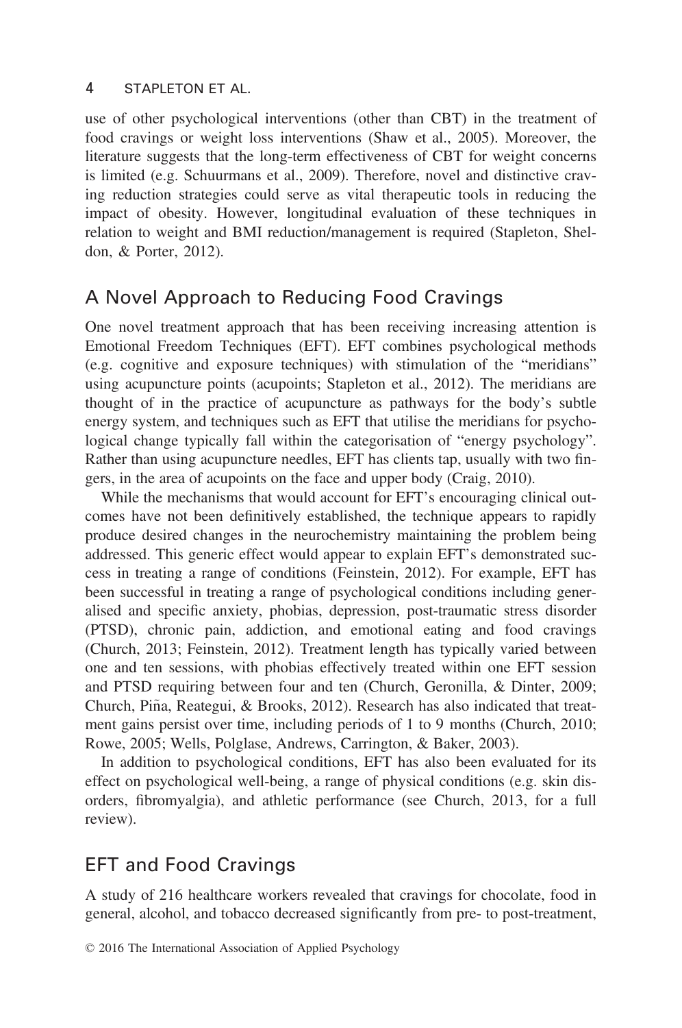use of other psychological interventions (other than CBT) in the treatment of food cravings or weight loss interventions (Shaw et al., 2005). Moreover, the literature suggests that the long-term effectiveness of CBT for weight concerns is limited (e.g. Schuurmans et al., 2009). Therefore, novel and distinctive craving reduction strategies could serve as vital therapeutic tools in reducing the impact of obesity. However, longitudinal evaluation of these techniques in relation to weight and BMI reduction/management is required (Stapleton, Sheldon, & Porter, 2012).

## A Novel Approach to Reducing Food Cravings

One novel treatment approach that has been receiving increasing attention is Emotional Freedom Techniques (EFT). EFT combines psychological methods (e.g. cognitive and exposure techniques) with stimulation of the "meridians" using acupuncture points (acupoints; Stapleton et al., 2012). The meridians are thought of in the practice of acupuncture as pathways for the body's subtle energy system, and techniques such as EFT that utilise the meridians for psychological change typically fall within the categorisation of "energy psychology". Rather than using acupuncture needles, EFT has clients tap, usually with two fingers, in the area of acupoints on the face and upper body (Craig, 2010).

While the mechanisms that would account for EFT's encouraging clinical outcomes have not been definitively established, the technique appears to rapidly produce desired changes in the neurochemistry maintaining the problem being addressed. This generic effect would appear to explain EFT's demonstrated success in treating a range of conditions (Feinstein, 2012). For example, EFT has been successful in treating a range of psychological conditions including generalised and specific anxiety, phobias, depression, post-traumatic stress disorder (PTSD), chronic pain, addiction, and emotional eating and food cravings (Church, 2013; Feinstein, 2012). Treatment length has typically varied between one and ten sessions, with phobias effectively treated within one EFT session and PTSD requiring between four and ten (Church, Geronilla, & Dinter, 2009; Church, Piña, Reategui, & Brooks, 2012). Research has also indicated that treatment gains persist over time, including periods of 1 to 9 months (Church, 2010; Rowe, 2005; Wells, Polglase, Andrews, Carrington, & Baker, 2003).

In addition to psychological conditions, EFT has also been evaluated for its effect on psychological well-being, a range of physical conditions (e.g. skin disorders, fibromyalgia), and athletic performance (see Church, 2013, for a full review).

## EFT and Food Cravings

A study of 216 healthcare workers revealed that cravings for chocolate, food in general, alcohol, and tobacco decreased significantly from pre- to post-treatment,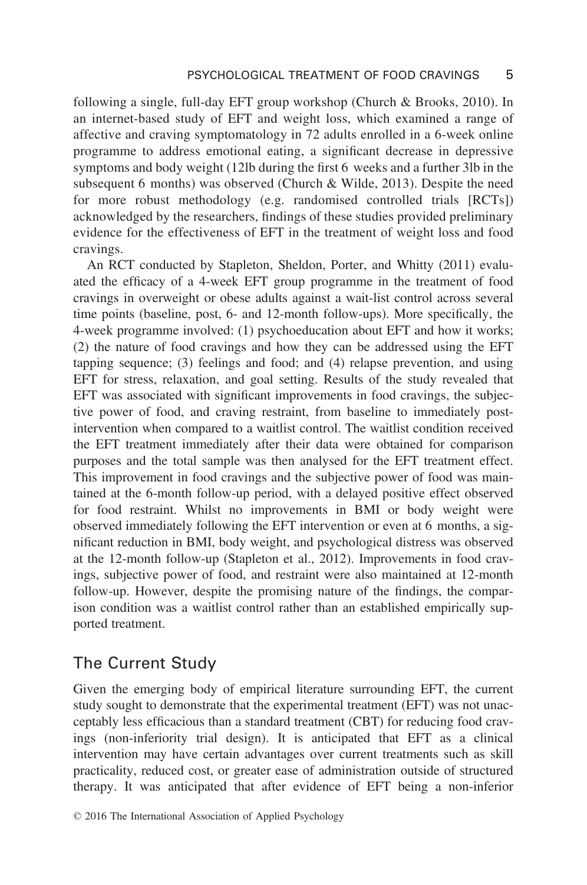following a single, full-day EFT group workshop (Church & Brooks, 2010). In an internet-based study of EFT and weight loss, which examined a range of affective and craving symptomatology in 72 adults enrolled in a 6-week online programme to address emotional eating, a significant decrease in depressive symptoms and body weight (12lb during the first 6 weeks and a further 3lb in the subsequent 6 months) was observed (Church & Wilde, 2013). Despite the need for more robust methodology (e.g. randomised controlled trials [RCTs]) acknowledged by the researchers, findings of these studies provided preliminary evidence for the effectiveness of EFT in the treatment of weight loss and food cravings.

An RCT conducted by Stapleton, Sheldon, Porter, and Whitty (2011) evaluated the efficacy of a 4-week EFT group programme in the treatment of food cravings in overweight or obese adults against a wait-list control across several time points (baseline, post, 6- and 12-month follow-ups). More specifically, the 4-week programme involved: (1) psychoeducation about EFT and how it works; (2) the nature of food cravings and how they can be addressed using the EFT tapping sequence; (3) feelings and food; and (4) relapse prevention, and using EFT for stress, relaxation, and goal setting. Results of the study revealed that EFT was associated with significant improvements in food cravings, the subjective power of food, and craving restraint, from baseline to immediately post-intervention when compared to a waitlist control. The waitlist condition received the EFT treatment immediately after their data were obtained for comparison purposes and the total sample was then analysed for the EFT treatment effect. This improvement in food cravings and the subjective power of food was maintained at the 6-month follow-up period, with a delayed positive effect observed for food restraint. Whilst no improvements in BMI or body weight were observed immediately following the EFT intervention or even at 6 months, a significant reduction in BMI, body weight, and psychological distress was observed at the 12-month follow-up (Stapleton et al., 2012). Improvements in food cravings, subjective power of food, and restraint were also maintained at 12-month follow-up. However, despite the promising nature of the findings, the comparison condition was a waitlist control rather than an established empirically supported treatment.

## The Current Study

Given the emerging body of empirical literature surrounding EFT, the current study sought to demonstrate that the experimental treatment (EFT) was not unacceptably less efficacious than a standard treatment (CBT) for reducing food cravings (non-inferiority trial design). It is anticipated that EFT as a clinical intervention may have certain advantages over current treatments such as skill practicality, reduced cost, or greater ease of administration outside of structured therapy. It was anticipated that after evidence of EFT being a non-inferior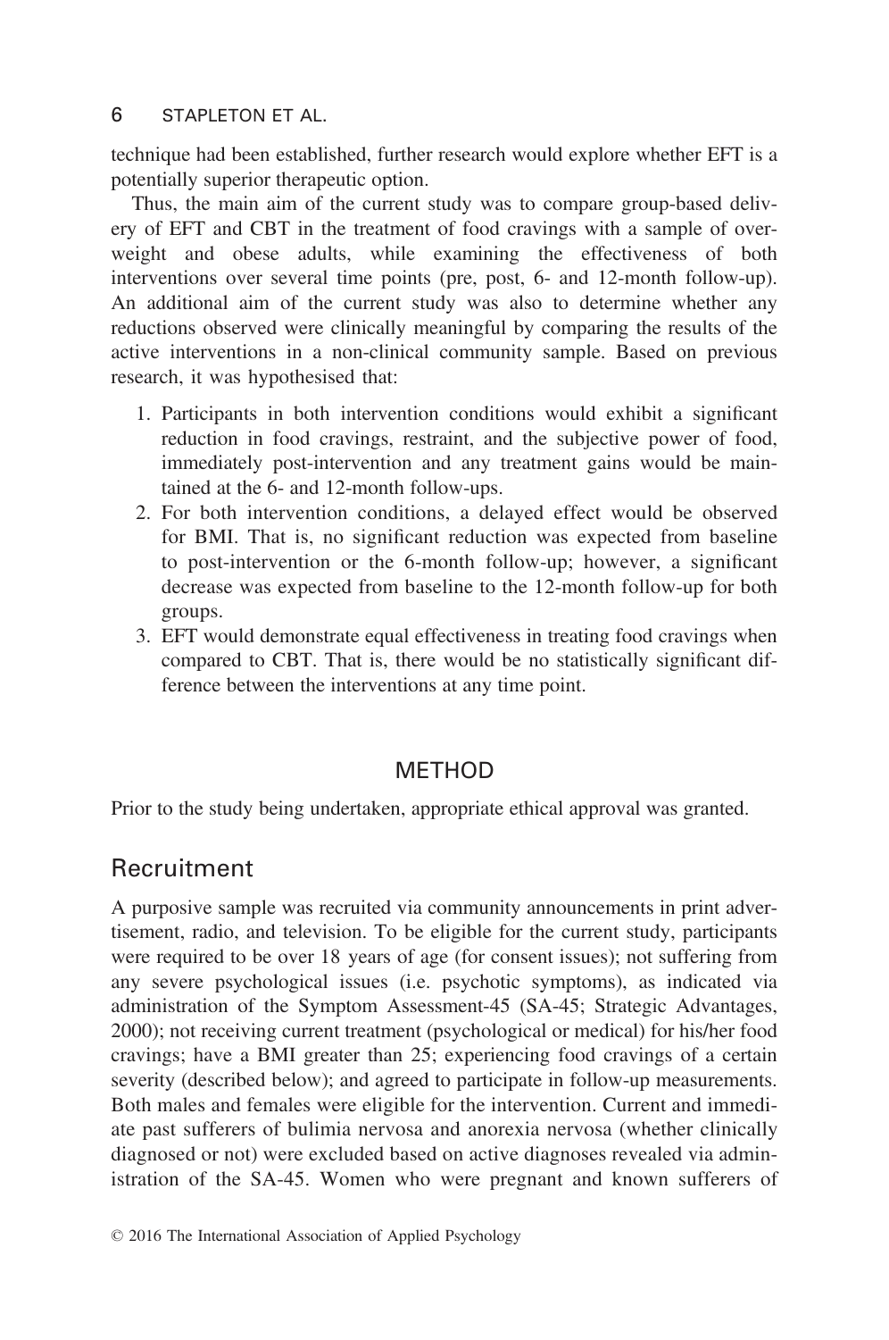technique had been established, further research would explore whether EFT is a potentially superior therapeutic option.

Thus, the main aim of the current study was to compare group-based delivery of EFT and CBT in the treatment of food cravings with a sample of overweight and obese adults, while examining the effectiveness of both interventions over several time points (pre, post, 6- and 12-month follow-up). An additional aim of the current study was also to determine whether any reductions observed were clinically meaningful by comparing the results of the active interventions in a non-clinical community sample. Based on previous research, it was hypothesised that:

1. Participants in both intervention conditions would exhibit a significant reduction in food cravings, restraint, and the subjective power of food, immediately post-intervention and any treatment gains would be maintained at the 6- and 12-month follow-ups.
2. For both intervention conditions, a delayed effect would be observed for BMI. That is, no significant reduction was expected from baseline to post-intervention or the 6-month follow-up; however, a significant decrease was expected from baseline to the 12-month follow-up for both groups.
3. EFT would demonstrate equal effectiveness in treating food cravings when compared to CBT. That is, there would be no statistically significant difference between the interventions at any time point.

# METHOD

Prior to the study being undertaken, appropriate ethical approval was granted.

## Recruitment

A purposive sample was recruited via community announcements in print advertisement, radio, and television. To be eligible for the current study, participants were required to be over 18 years of age (for consent issues); not suffering from any severe psychological issues (i.e. psychotic symptoms), as indicated via administration of the Symptom Assessment-45 (SA-45; Strategic Advantages, 2000); not receiving current treatment (psychological or medical) for his/her food cravings; have a BMI greater than 25; experiencing food cravings of a certain severity (described below); and agreed to participate in follow-up measurements. Both males and females were eligible for the intervention. Current and immediate past sufferers of bulimia nervosa and anorexia nervosa (whether clinically diagnosed or not) were excluded based on active diagnoses revealed via administration of the SA-45. Women who were pregnant and known sufferers of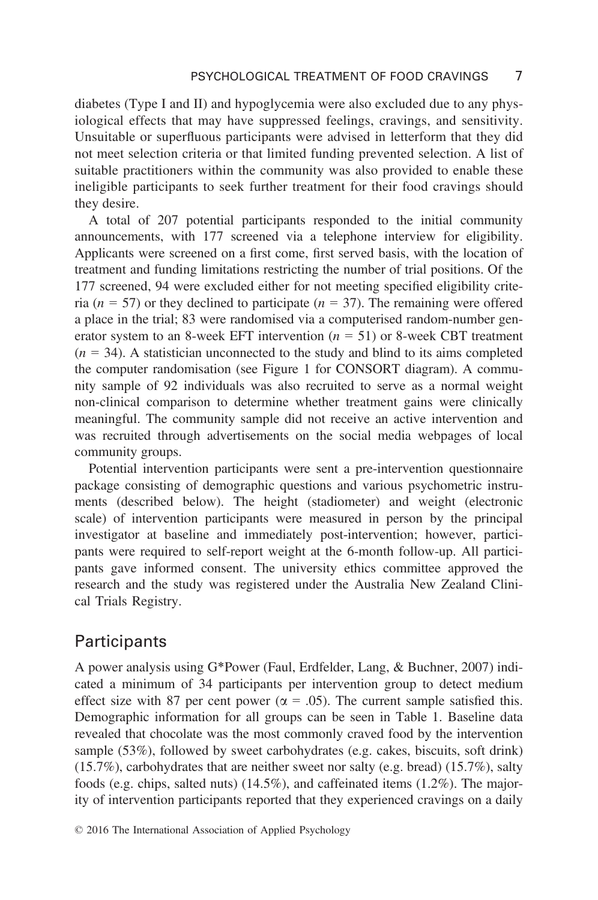diabetes (Type I and II) and hypoglycemia were also excluded due to any physiological effects that may have suppressed feelings, cravings, and sensitivity. Unsuitable or superfluous participants were advised in letterform that they did not meet selection criteria or that limited funding prevented selection. A list of suitable practitioners within the community was also provided to enable these ineligible participants to seek further treatment for their food cravings should they desire.

A total of 207 potential participants responded to the initial community announcements, with 177 screened via a telephone interview for eligibility. Applicants were screened on a first come, first served basis, with the location of treatment and funding limitations restricting the number of trial positions. Of the 177 screened, 94 were excluded either for not meeting specified eligibility criteria ($n$ = 57) or they declined to participate ($n$ = 37). The remaining were offered a place in the trial; 83 were randomised via a computerised random-number generator system to an 8-week EFT intervention ($n$ = 51) or 8-week CBT treatment ($n$ = 34). A statistician unconnected to the study and blind to its aims completed the computer randomisation (see Figure 1 for CONSORT diagram). A community sample of 92 individuals was also recruited to serve as a normal weight non-clinical comparison to determine whether treatment gains were clinically meaningful. The community sample did not receive an active intervention and was recruited through advertisements on the social media webpages of local community groups.

Potential intervention participants were sent a pre-intervention questionnaire package consisting of demographic questions and various psychometric instruments (described below). The height (stadiometer) and weight (electronic scale) of intervention participants were measured in person by the principal investigator at baseline and immediately post-intervention; however, participants were required to self-report weight at the 6-month follow-up. All participants gave informed consent. The university ethics committee approved the research and the study was registered under the Australia New Zealand Clinical Trials Registry.

## Participants

A power analysis using G*Power (Faul, Erdfelder, Lang, & Buchner, 2007) indicated a minimum of 34 participants per intervention group to detect medium effect size with 87 per cent power ($\alpha$ = .05). The current sample satisfied this. Demographic information for all groups can be seen in Table 1. Baseline data revealed that chocolate was the most commonly craved food by the intervention sample (53%), followed by sweet carbohydrates (e.g. cakes, biscuits, soft drink) (15.7%), carbohydrates that are neither sweet nor salty (e.g. bread) (15.7%), salty foods (e.g. chips, salted nuts) (14.5%), and caffeinated items (1.2%). The majority of intervention participants reported that they experienced cravings on a daily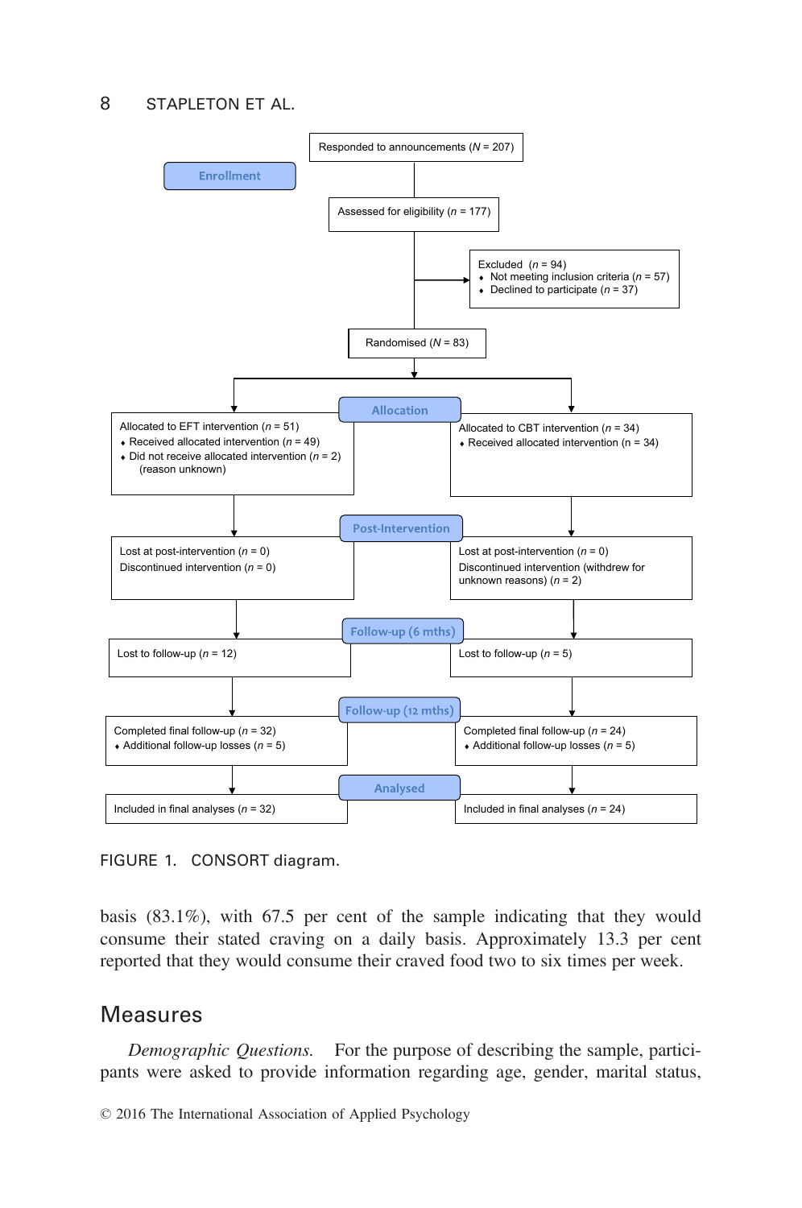Responded to announcements ($N$ = 207)

Enrollment

Assessed for eligibility ($n$ = 177)

Excluded ($n$ = 94)
- Not meeting inclusion criteria ($n$ = 57)
- Declined to participate ($n$ = 37)

Randomised ($N$ = 83)

Allocation

| EFT | CBT |
| --- | --- |
| Allocated to EFT intervention ($n$ = 51)<br>• Received allocated intervention ($n$ = 49)<br>• Did not receive allocated intervention ($n$ = 2) (reason unknown) | Allocated to CBT intervention ($n$ = 34)<br>• Received allocated intervention (n = 34) |

Post-Intervention

| EFT | CBT |
| --- | --- |
| Lost at post-intervention ($n$ = 0)<br>Discontinued intervention ($n$ = 0) | Lost at post-intervention ($n$ = 0)<br>Discontinued intervention (withdrew for unknown reasons) ($n$ = 2) |

Follow-up (6 mths)

| EFT | CBT |
| --- | --- |
| Lost to follow-up ($n$ = 12) | Lost to follow-up ($n$ = 5) |

Follow-up (12 mths)

| EFT | CBT |
| --- | --- |
| Completed final follow-up ($n$ = 32)<br>• Additional follow-up losses ($n$ = 5) | Completed final follow-up ($n$ = 24)<br>• Additional follow-up losses ($n$ = 5) |

Analysed

| EFT | CBT |
| --- | --- |
| Included in final analyses ($n$ = 32) | Included in final analyses ($n$ = 24) |

FIGURE 1. CONSORT diagram.

basis (83.1%), with 67.5 per cent of the sample indicating that they would consume their stated craving on a daily basis. Approximately 13.3 per cent reported that they would consume their craved food two to six times per week.

## Measures

*Demographic Questions.* For the purpose of describing the sample, participants were asked to provide information regarding age, gender, marital status,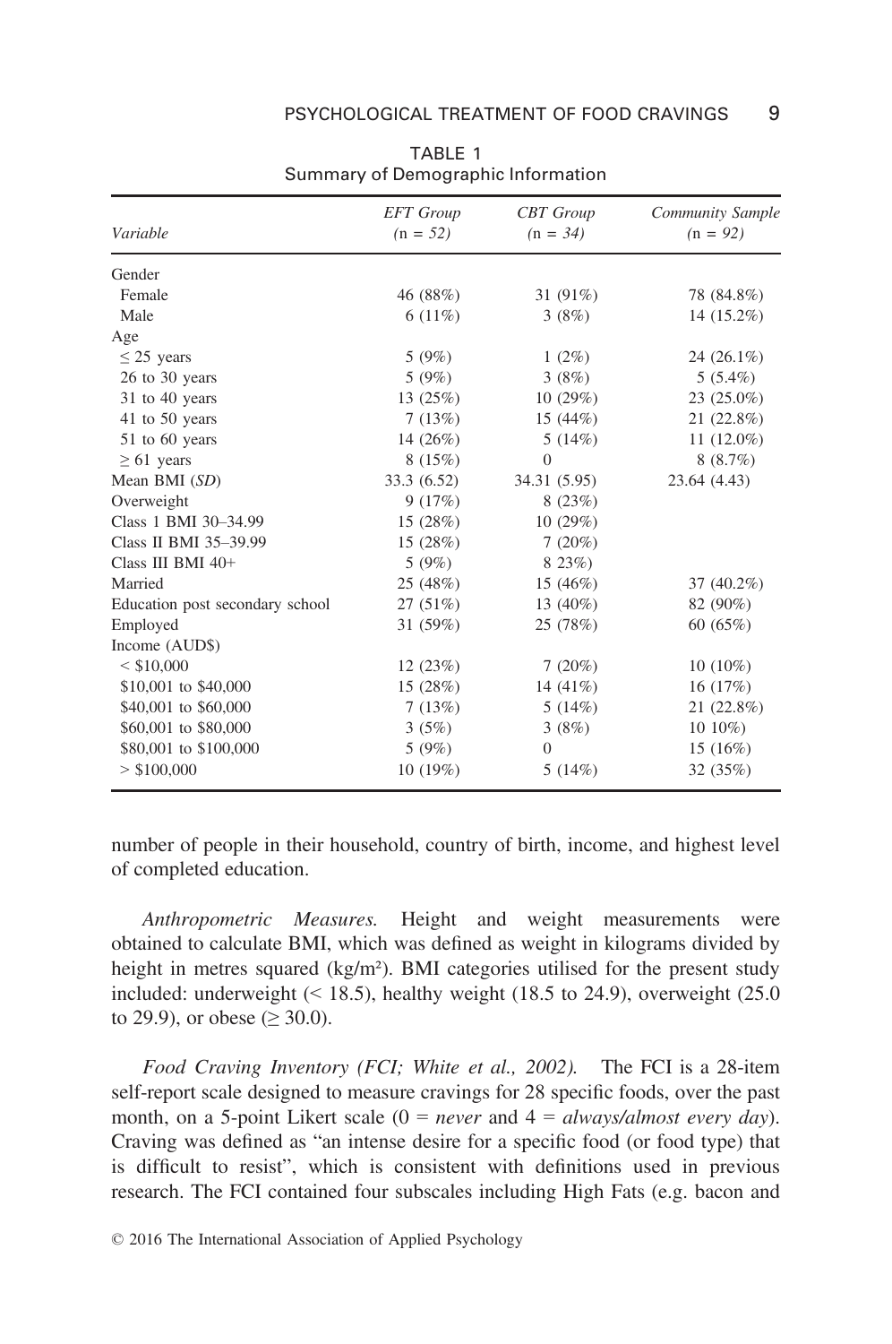TABLE 1
Summary of Demographic Information

| Variable | *EFT Group* (n = *52*) | *CBT Group* (*n* = *34*) | *Community Sample* (*n* = *92*) |
|---|---|---|---|
| Gender | | | |
| Female | 46 (88%) | 31 (91%) | 78 (84.8%) |
| Male | 6 (11%) | 3 (8%) | 14 (15.2%) |
| Age | | | |
| ≤ 25 years | 5 (9%) | 1 (2%) | 24 (26.1%) |
| 26 to 30 years | 5 (9%) | 3 (8%) | 5 (5.4%) |
| 31 to 40 years | 13 (25%) | 10 (29%) | 23 (25.0%) |
| 41 to 50 years | 7 (13%) | 15 (44%) | 21 (22.8%) |
| 51 to 60 years | 14 (26%) | 5 (14%) | 11 (12.0%) |
| ≥ 61 years | 8 (15%) | 0 | 8 (8.7%) |
| Mean BMI (*SD*) | 33.3 (6.52) | 34.31 (5.95) | 23.64 (4.43) |
| Overweight | 9 (17%) | 8 (23%) | |
| Class 1 BMI 30–34.99 | 15 (28%) | 10 (29%) | |
| Class II BMI 35–39.99 | 15 (28%) | 7 (20%) | |
| Class III BMI 40+ | 5 (9%) | 8 23%) | |
| Married | 25 (48%) | 15 (46%) | 37 (40.2%) |
| Education post secondary school | 27 (51%) | 13 (40%) | 82 (90%) |
| Employed | 31 (59%) | 25 (78%) | 60 (65%) |
| Income (AUD$) | | | |
| < $10,000 | 12 (23%) | 7 (20%) | 10 (10%) |
| $10,001 to $40,000 | 15 (28%) | 14 (41%) | 16 (17%) |
| $40,001 to $60,000 | 7 (13%) | 5 (14%) | 21 (22.8%) |
| $60,001 to $80,000 | 3 (5%) | 3 (8%) | 10 10%) |
| $80,001 to $100,000 | 5 (9%) | 0 | 15 (16%) |
| > $100,000 | 10 (19%) | 5 (14%) | 32 (35%) |

number of people in their household, country of birth, income, and highest level of completed education.

*Anthropometric Measures.* Height and weight measurements were obtained to calculate BMI, which was defined as weight in kilograms divided by height in metres squared (kg/m²). BMI categories utilised for the present study included: underweight (< 18.5), healthy weight (18.5 to 24.9), overweight (25.0 to 29.9), or obese (≥ 30.0).

*Food Craving Inventory (FCI; White et al., 2002).* The FCI is a 28-item self-report scale designed to measure cravings for 28 specific foods, over the past month, on a 5-point Likert scale (0 = *never* and 4 = *always/almost every day*). Craving was defined as "an intense desire for a specific food (or food type) that is difficult to resist", which is consistent with definitions used in previous research. The FCI contained four subscales including High Fats (e.g. bacon and

© 2016 The International Association of Applied Psychology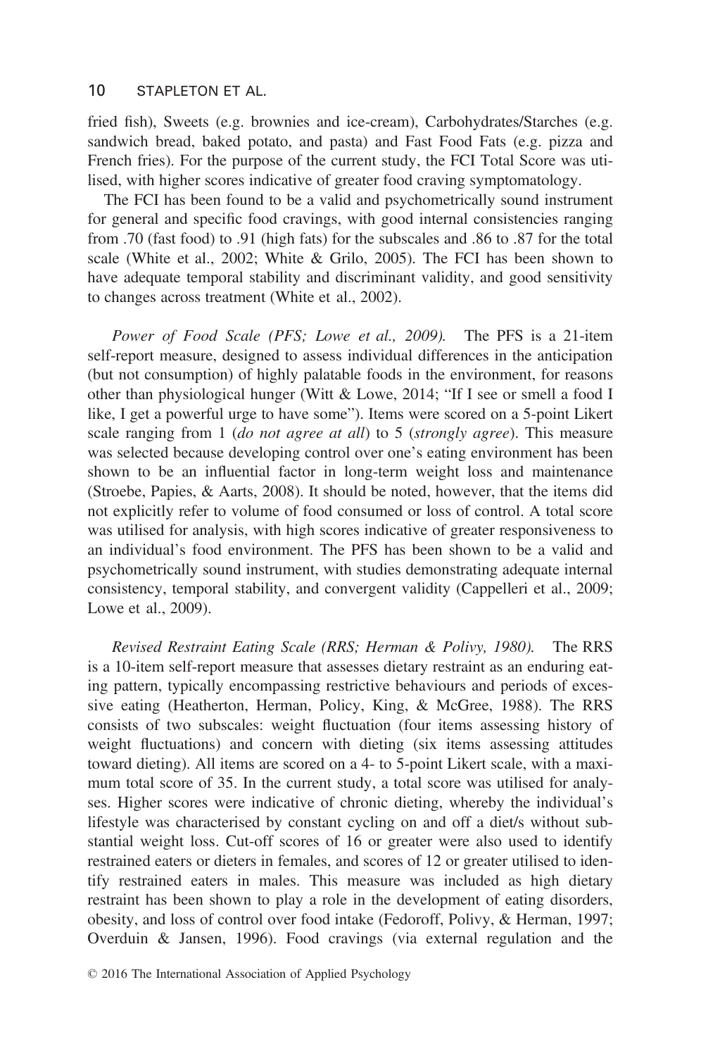fried fish), Sweets (e.g. brownies and ice-cream), Carbohydrates/Starches (e.g. sandwich bread, baked potato, and pasta) and Fast Food Fats (e.g. pizza and French fries). For the purpose of the current study, the FCI Total Score was utilised, with higher scores indicative of greater food craving symptomatology.

The FCI has been found to be a valid and psychometrically sound instrument for general and specific food cravings, with good internal consistencies ranging from .70 (fast food) to .91 (high fats) for the subscales and .86 to .87 for the total scale (White et al., 2002; White & Grilo, 2005). The FCI has been shown to have adequate temporal stability and discriminant validity, and good sensitivity to changes across treatment (White et al., 2002).

*Power of Food Scale (PFS; Lowe et al., 2009).* The PFS is a 21-item self-report measure, designed to assess individual differences in the anticipation (but not consumption) of highly palatable foods in the environment, for reasons other than physiological hunger (Witt & Lowe, 2014; "If I see or smell a food I like, I get a powerful urge to have some"). Items were scored on a 5-point Likert scale ranging from 1 (*do not agree at all*) to 5 (*strongly agree*). This measure was selected because developing control over one's eating environment has been shown to be an influential factor in long-term weight loss and maintenance (Stroebe, Papies, & Aarts, 2008). It should be noted, however, that the items did not explicitly refer to volume of food consumed or loss of control. A total score was utilised for analysis, with high scores indicative of greater responsiveness to an individual's food environment. The PFS has been shown to be a valid and psychometrically sound instrument, with studies demonstrating adequate internal consistency, temporal stability, and convergent validity (Cappelleri et al., 2009; Lowe et al., 2009).

*Revised Restraint Eating Scale (RRS; Herman & Polivy, 1980).* The RRS is a 10-item self-report measure that assesses dietary restraint as an enduring eating pattern, typically encompassing restrictive behaviours and periods of excessive eating (Heatherton, Herman, Policy, King, & McGree, 1988). The RRS consists of two subscales: weight fluctuation (four items assessing history of weight fluctuations) and concern with dieting (six items assessing attitudes toward dieting). All items are scored on a 4- to 5-point Likert scale, with a maximum total score of 35. In the current study, a total score was utilised for analyses. Higher scores were indicative of chronic dieting, whereby the individual's lifestyle was characterised by constant cycling on and off a diet/s without substantial weight loss. Cut-off scores of 16 or greater were also used to identify restrained eaters or dieters in females, and scores of 12 or greater utilised to identify restrained eaters in males. This measure was included as high dietary restraint has been shown to play a role in the development of eating disorders, obesity, and loss of control over food intake (Fedoroff, Polivy, & Herman, 1997; Overduin & Jansen, 1996). Food cravings (via external regulation and the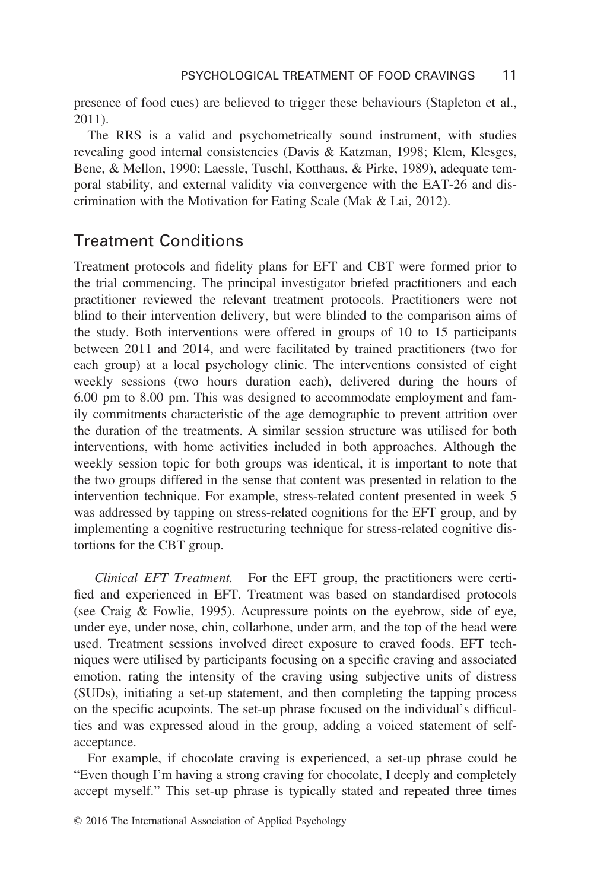presence of food cues) are believed to trigger these behaviours (Stapleton et al., 2011).

The RRS is a valid and psychometrically sound instrument, with studies revealing good internal consistencies (Davis & Katzman, 1998; Klem, Klesges, Bene, & Mellon, 1990; Laessle, Tuschl, Kotthaus, & Pirke, 1989), adequate temporal stability, and external validity via convergence with the EAT-26 and discrimination with the Motivation for Eating Scale (Mak & Lai, 2012).

## Treatment Conditions

Treatment protocols and fidelity plans for EFT and CBT were formed prior to the trial commencing. The principal investigator briefed practitioners and each practitioner reviewed the relevant treatment protocols. Practitioners were not blind to their intervention delivery, but were blinded to the comparison aims of the study. Both interventions were offered in groups of 10 to 15 participants between 2011 and 2014, and were facilitated by trained practitioners (two for each group) at a local psychology clinic. The interventions consisted of eight weekly sessions (two hours duration each), delivered during the hours of 6.00 pm to 8.00 pm. This was designed to accommodate employment and family commitments characteristic of the age demographic to prevent attrition over the duration of the treatments. A similar session structure was utilised for both interventions, with home activities included in both approaches. Although the weekly session topic for both groups was identical, it is important to note that the two groups differed in the sense that content was presented in relation to the intervention technique. For example, stress-related content presented in week 5 was addressed by tapping on stress-related cognitions for the EFT group, and by implementing a cognitive restructuring technique for stress-related cognitive distortions for the CBT group.

*Clinical EFT Treatment.* For the EFT group, the practitioners were certified and experienced in EFT. Treatment was based on standardised protocols (see Craig & Fowlie, 1995). Acupressure points on the eyebrow, side of eye, under eye, under nose, chin, collarbone, under arm, and the top of the head were used. Treatment sessions involved direct exposure to craved foods. EFT techniques were utilised by participants focusing on a specific craving and associated emotion, rating the intensity of the craving using subjective units of distress (SUDs), initiating a set-up statement, and then completing the tapping process on the specific acupoints. The set-up phrase focused on the individual's difficulties and was expressed aloud in the group, adding a voiced statement of self-acceptance.

For example, if chocolate craving is experienced, a set-up phrase could be "Even though I'm having a strong craving for chocolate, I deeply and completely accept myself." This set-up phrase is typically stated and repeated three times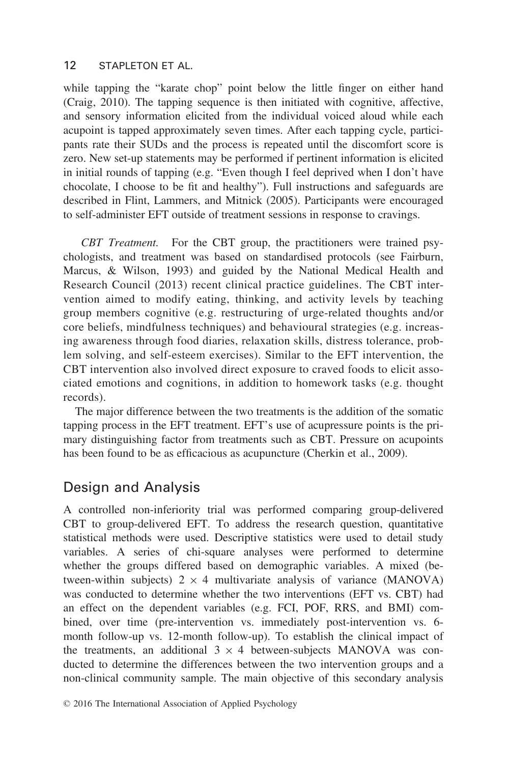while tapping the "karate chop" point below the little finger on either hand (Craig, 2010). The tapping sequence is then initiated with cognitive, affective, and sensory information elicited from the individual voiced aloud while each acupoint is tapped approximately seven times. After each tapping cycle, participants rate their SUDs and the process is repeated until the discomfort score is zero. New set-up statements may be performed if pertinent information is elicited in initial rounds of tapping (e.g. "Even though I feel deprived when I don't have chocolate, I choose to be fit and healthy"). Full instructions and safeguards are described in Flint, Lammers, and Mitnick (2005). Participants were encouraged to self-administer EFT outside of treatment sessions in response to cravings.

*CBT Treatment.* For the CBT group, the practitioners were trained psychologists, and treatment was based on standardised protocols (see Fairburn, Marcus, & Wilson, 1993) and guided by the National Medical Health and Research Council (2013) recent clinical practice guidelines. The CBT intervention aimed to modify eating, thinking, and activity levels by teaching group members cognitive (e.g. restructuring of urge-related thoughts and/or core beliefs, mindfulness techniques) and behavioural strategies (e.g. increasing awareness through food diaries, relaxation skills, distress tolerance, problem solving, and self-esteem exercises). Similar to the EFT intervention, the CBT intervention also involved direct exposure to craved foods to elicit associated emotions and cognitions, in addition to homework tasks (e.g. thought records).

The major difference between the two treatments is the addition of the somatic tapping process in the EFT treatment. EFT's use of acupressure points is the primary distinguishing factor from treatments such as CBT. Pressure on acupoints has been found to be as efficacious as acupuncture (Cherkin et al., 2009).

## Design and Analysis

A controlled non-inferiority trial was performed comparing group-delivered CBT to group-delivered EFT. To address the research question, quantitative statistical methods were used. Descriptive statistics were used to detail study variables. A series of chi-square analyses were performed to determine whether the groups differed based on demographic variables. A mixed (between-within subjects) $2 \times 4$ multivariate analysis of variance (MANOVA) was conducted to determine whether the two interventions (EFT vs. CBT) had an effect on the dependent variables (e.g. FCI, POF, RRS, and BMI) combined, over time (pre-intervention vs. immediately post-intervention vs. 6-month follow-up vs. 12-month follow-up). To establish the clinical impact of the treatments, an additional $3 \times 4$ between-subjects MANOVA was conducted to determine the differences between the two intervention groups and a non-clinical community sample. The main objective of this secondary analysis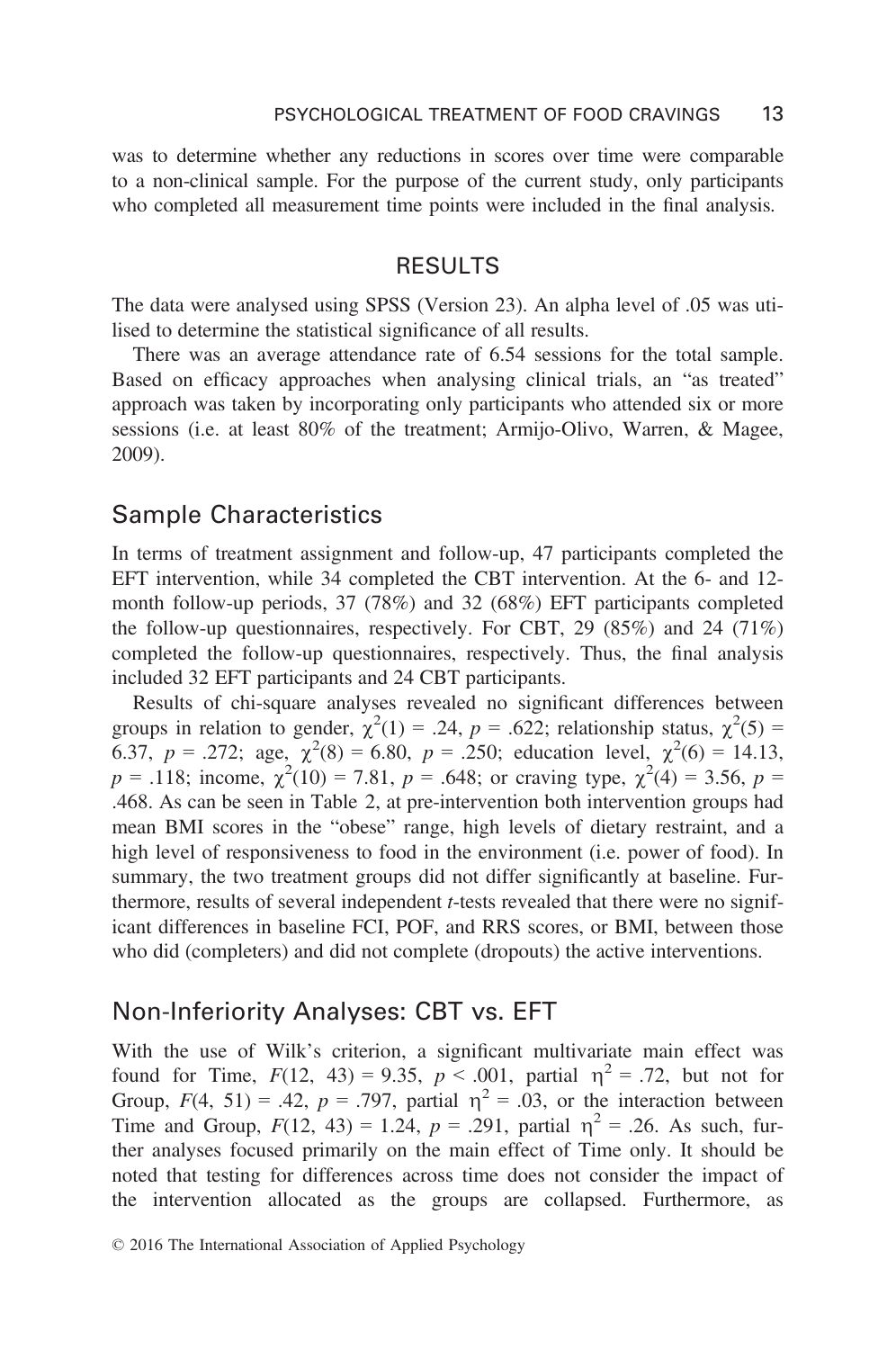was to determine whether any reductions in scores over time were comparable to a non-clinical sample. For the purpose of the current study, only participants who completed all measurement time points were included in the final analysis.

## RESULTS

The data were analysed using SPSS (Version 23). An alpha level of .05 was utilised to determine the statistical significance of all results.

There was an average attendance rate of 6.54 sessions for the total sample. Based on efficacy approaches when analysing clinical trials, an "as treated" approach was taken by incorporating only participants who attended six or more sessions (i.e. at least 80% of the treatment; Armijo-Olivo, Warren, & Magee, 2009).

### Sample Characteristics

In terms of treatment assignment and follow-up, 47 participants completed the EFT intervention, while 34 completed the CBT intervention. At the 6- and 12-month follow-up periods, 37 (78%) and 32 (68%) EFT participants completed the follow-up questionnaires, respectively. For CBT, 29 (85%) and 24 (71%) completed the follow-up questionnaires, respectively. Thus, the final analysis included 32 EFT participants and 24 CBT participants.

Results of chi-square analyses revealed no significant differences between groups in relation to gender, $\chi^2(1) = .24$, $p = .622$; relationship status, $\chi^2(5) = 6.37$, $p = .272$; age, $\chi^2(8) = 6.80$, $p = .250$; education level, $\chi^2(6) = 14.13$, $p = .118$; income, $\chi^2(10) = 7.81$, $p = .648$; or craving type, $\chi^2(4) = 3.56$, $p = .468$. As can be seen in Table 2, at pre-intervention both intervention groups had mean BMI scores in the "obese" range, high levels of dietary restraint, and a high level of responsiveness to food in the environment (i.e. power of food). In summary, the two treatment groups did not differ significantly at baseline. Furthermore, results of several independent *t*-tests revealed that there were no significant differences in baseline FCI, POF, and RRS scores, or BMI, between those who did (completers) and did not complete (dropouts) the active interventions.

### Non-Inferiority Analyses: CBT vs. EFT

With the use of Wilk's criterion, a significant multivariate main effect was found for Time, $F(12, 43) = 9.35$, $p < .001$, partial $\eta^2 = .72$, but not for Group, $F(4, 51) = .42$, $p = .797$, partial $\eta^2 = .03$, or the interaction between Time and Group, $F(12, 43) = 1.24$, $p = .291$, partial $\eta^2 = .26$. As such, further analyses focused primarily on the main effect of Time only. It should be noted that testing for differences across time does not consider the impact of the intervention allocated as the groups are collapsed. Furthermore, as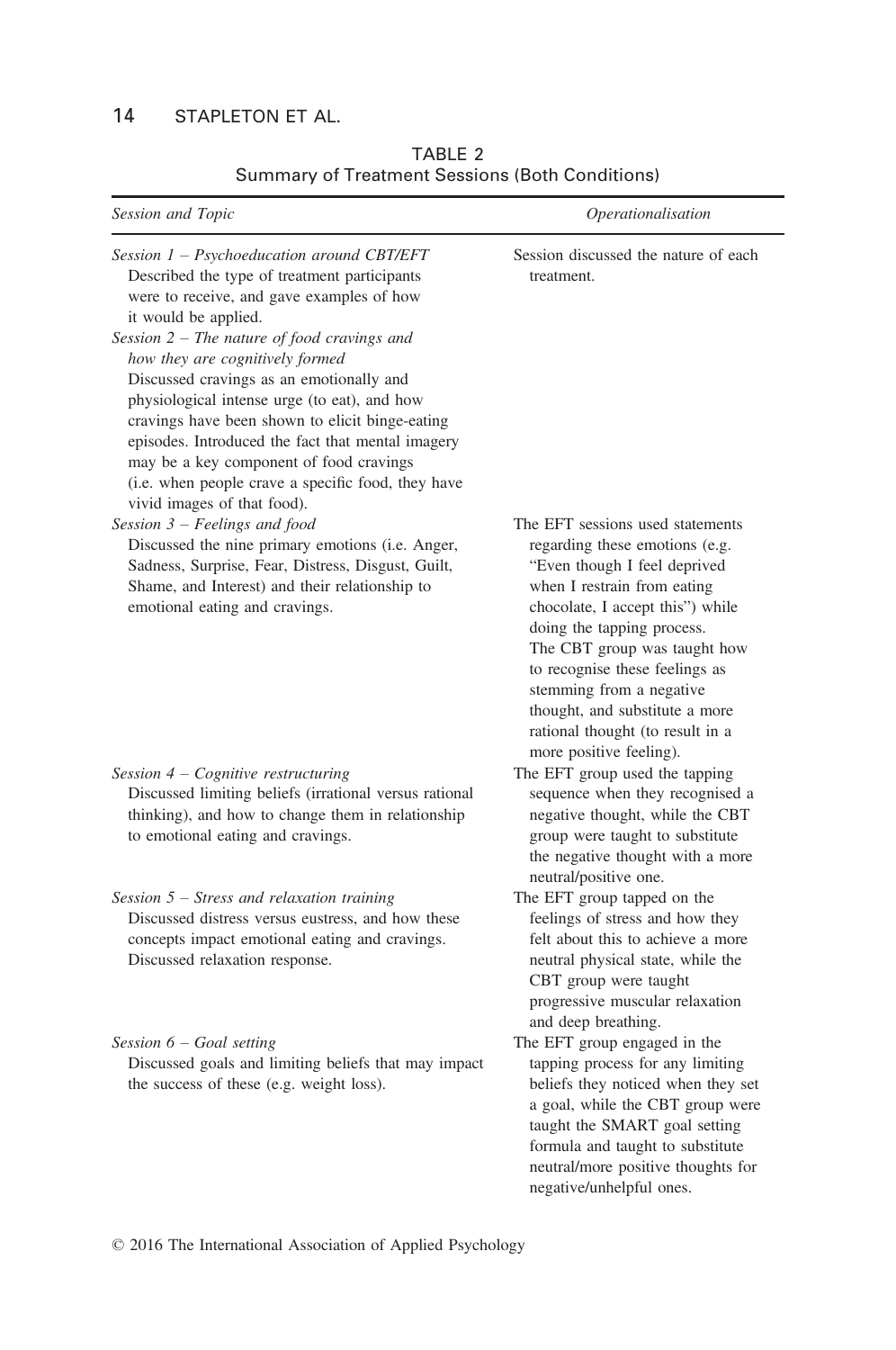TABLE 2
Summary of Treatment Sessions (Both Conditions)

| *Session and Topic* | *Operationalisation* |
| --- | --- |
| *Session 1 – Psychoeducation around CBT/EFT* Described the type of treatment participants were to receive, and gave examples of how it would be applied. | Session discussed the nature of each treatment. |
| *Session 2 – The nature of food cravings and how they are cognitively formed* Discussed cravings as an emotionally and physiological intense urge (to eat), and how cravings have been shown to elicit binge-eating episodes. Introduced the fact that mental imagery may be a key component of food cravings (i.e. when people crave a specific food, they have vivid images of that food). | |
| *Session 3 – Feelings and food* Discussed the nine primary emotions (i.e. Anger, Sadness, Surprise, Fear, Distress, Disgust, Guilt, Shame, and Interest) and their relationship to emotional eating and cravings. | The EFT sessions used statements regarding these emotions (e.g. "Even though I feel deprived when I restrain from eating chocolate, I accept this") while doing the tapping process. The CBT group was taught how to recognise these feelings as stemming from a negative thought, and substitute a more rational thought (to result in a more positive feeling). |
| *Session 4 – Cognitive restructuring* Discussed limiting beliefs (irrational versus rational thinking), and how to change them in relationship to emotional eating and cravings. | The EFT group used the tapping sequence when they recognised a negative thought, while the CBT group were taught to substitute the negative thought with a more neutral/positive one. |
| *Session 5 – Stress and relaxation training* Discussed distress versus eustress, and how these concepts impact emotional eating and cravings. Discussed relaxation response. | The EFT group tapped on the feelings of stress and how they felt about this to achieve a more neutral physical state, while the CBT group were taught progressive muscular relaxation and deep breathing. |
| *Session 6 – Goal setting* Discussed goals and limiting beliefs that may impact the success of these (e.g. weight loss). | The EFT group engaged in the tapping process for any limiting beliefs they noticed when they set a goal, while the CBT group were taught the SMART goal setting formula and taught to substitute neutral/more positive thoughts for negative/unhelpful ones. |

© 2016 The International Association of Applied Psychology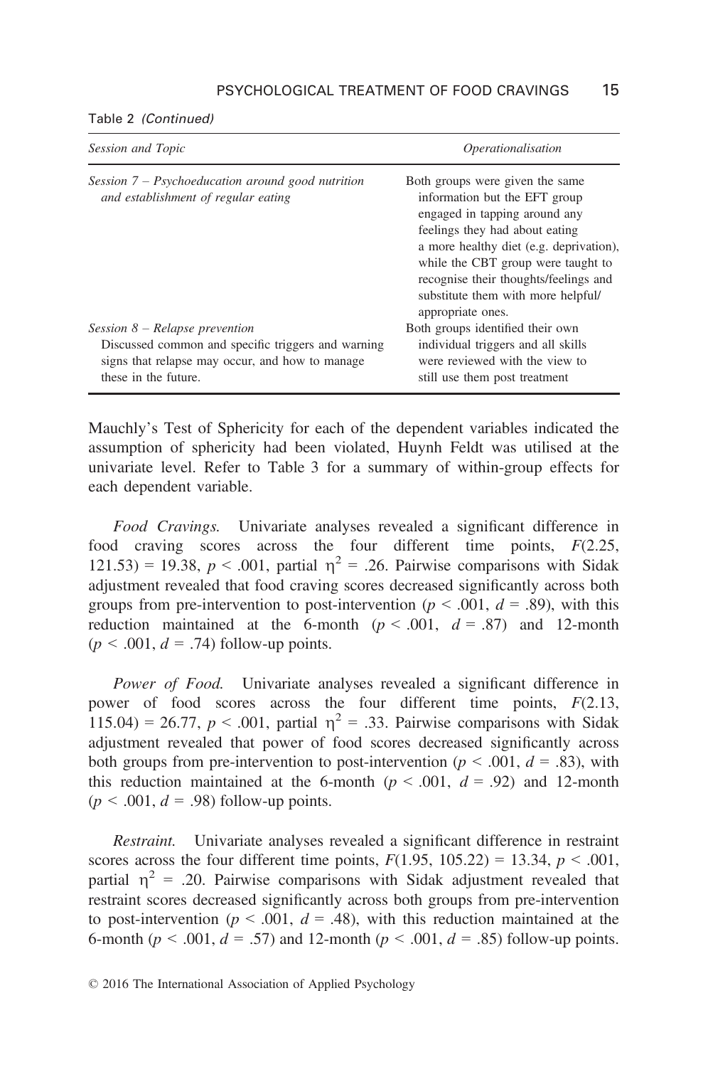Table 2 *(Continued)*

| *Session and Topic* | *Operationalisation* |
|---|---|
| *Session 7 – Psychoeducation around good nutrition and establishment of regular eating* | Both groups were given the same information but the EFT group engaged in tapping around any feelings they had about eating a more healthy diet (e.g. deprivation), while the CBT group were taught to recognise their thoughts/feelings and substitute them with more helpful/ appropriate ones. |
| *Session 8 – Relapse prevention* Discussed common and specific triggers and warning signs that relapse may occur, and how to manage these in the future. | Both groups identified their own individual triggers and all skills were reviewed with the view to still use them post treatment |

Mauchly's Test of Sphericity for each of the dependent variables indicated the assumption of sphericity had been violated, Huynh Feldt was utilised at the univariate level. Refer to Table 3 for a summary of within-group effects for each dependent variable.

*Food Cravings.* Univariate analyses revealed a significant difference in food craving scores across the four different time points, $F(2.25, 121.53) = 19.38$, $p < .001$, partial $\eta^2 = .26$. Pairwise comparisons with Sidak adjustment revealed that food craving scores decreased significantly across both groups from pre-intervention to post-intervention ($p < .001$, $d = .89$), with this reduction maintained at the 6-month ($p < .001$, $d = .87$) and 12-month ($p < .001$, $d = .74$) follow-up points.

*Power of Food.* Univariate analyses revealed a significant difference in power of food scores across the four different time points, $F(2.13, 115.04) = 26.77$, $p < .001$, partial $\eta^2 = .33$. Pairwise comparisons with Sidak adjustment revealed that power of food scores decreased significantly across both groups from pre-intervention to post-intervention ($p < .001$, $d = .83$), with this reduction maintained at the 6-month ($p < .001$, $d = .92$) and 12-month ($p < .001$, $d = .98$) follow-up points.

*Restraint.* Univariate analyses revealed a significant difference in restraint scores across the four different time points, $F(1.95, 105.22) = 13.34$, $p < .001$, partial $\eta^2 = .20$. Pairwise comparisons with Sidak adjustment revealed that restraint scores decreased significantly across both groups from pre-intervention to post-intervention ($p < .001$, $d = .48$), with this reduction maintained at the 6-month ($p < .001$, $d = .57$) and 12-month ($p < .001$, $d = .85$) follow-up points.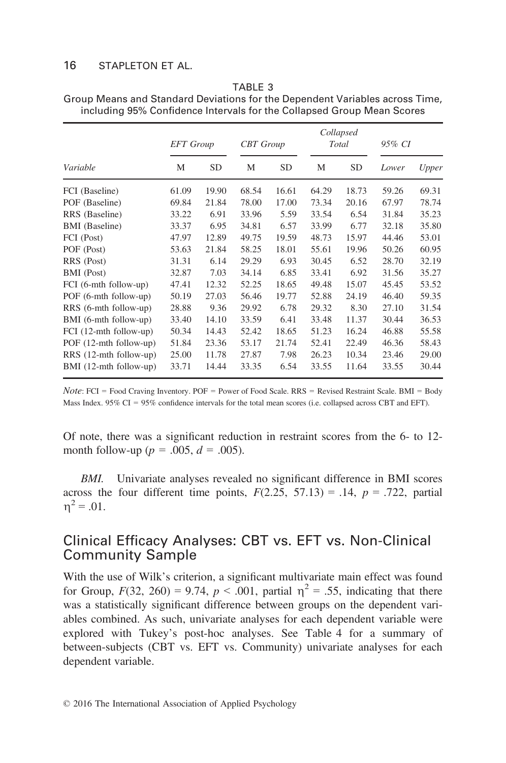TABLE 3
Group Means and Standard Deviations for the Dependent Variables across Time, including 95% Confidence Intervals for the Collapsed Group Mean Scores

| *Variable* | *EFT Group* | | *CBT Group* | | *Collapsed Total* | | *95% CI* | |
|---|---|---|---|---|---|---|---|---|
| | M | SD | M | SD | M | SD | *Lower* | *Upper* |
| FCI (Baseline) | 61.09 | 19.90 | 68.54 | 16.61 | 64.29 | 18.73 | 59.26 | 69.31 |
| POF (Baseline) | 69.84 | 21.84 | 78.00 | 17.00 | 73.34 | 20.16 | 67.97 | 78.74 |
| RRS (Baseline) | 33.22 | 6.91 | 33.96 | 5.59 | 33.54 | 6.54 | 31.84 | 35.23 |
| BMI (Baseline) | 33.37 | 6.95 | 34.81 | 6.57 | 33.99 | 6.77 | 32.18 | 35.80 |
| FCI (Post) | 47.97 | 12.89 | 49.75 | 19.59 | 48.73 | 15.97 | 44.46 | 53.01 |
| POF (Post) | 53.63 | 21.84 | 58.25 | 18.01 | 55.61 | 19.96 | 50.26 | 60.95 |
| RRS (Post) | 31.31 | 6.14 | 29.29 | 6.93 | 30.45 | 6.52 | 28.70 | 32.19 |
| BMI (Post) | 32.87 | 7.03 | 34.14 | 6.85 | 33.41 | 6.92 | 31.56 | 35.27 |
| FCI (6-mth follow-up) | 47.41 | 12.32 | 52.25 | 18.65 | 49.48 | 15.07 | 45.45 | 53.52 |
| POF (6-mth follow-up) | 50.19 | 27.03 | 56.46 | 19.77 | 52.88 | 24.19 | 46.40 | 59.35 |
| RRS (6-mth follow-up) | 28.88 | 9.36 | 29.92 | 6.78 | 29.32 | 8.30 | 27.10 | 31.54 |
| BMI (6-mth follow-up) | 33.40 | 14.10 | 33.59 | 6.41 | 33.48 | 11.37 | 30.44 | 36.53 |
| FCI (12-mth follow-up) | 50.34 | 14.43 | 52.42 | 18.65 | 51.23 | 16.24 | 46.88 | 55.58 |
| POF (12-mth follow-up) | 51.84 | 23.36 | 53.17 | 21.74 | 52.41 | 22.49 | 46.36 | 58.43 |
| RRS (12-mth follow-up) | 25.00 | 11.78 | 27.87 | 7.98 | 26.23 | 10.34 | 23.46 | 29.00 |
| BMI (12-mth follow-up) | 33.71 | 14.44 | 33.35 | 6.54 | 33.55 | 11.64 | 33.55 | 30.44 |

*Note*: FCI = Food Craving Inventory. POF = Power of Food Scale. RRS = Revised Restraint Scale. BMI = Body Mass Index. 95% CI = 95% confidence intervals for the total mean scores (i.e. collapsed across CBT and EFT).

Of note, there was a significant reduction in restraint scores from the 6- to 12-month follow-up ($p = .005$, $d = .005$).

*BMI.* Univariate analyses revealed no significant difference in BMI scores across the four different time points, $F(2.25, 57.13) = .14$, $p = .722$, partial $\eta^2 = .01$.

## Clinical Efficacy Analyses: CBT vs. EFT vs. Non-Clinical Community Sample

With the use of Wilk's criterion, a significant multivariate main effect was found for Group, $F(32, 260) = 9.74$, $p < .001$, partial $\eta^2 = .55$, indicating that there was a statistically significant difference between groups on the dependent variables combined. As such, univariate analyses for each dependent variable were explored with Tukey's post-hoc analyses. See Table 4 for a summary of between-subjects (CBT vs. EFT vs. Community) univariate analyses for each dependent variable.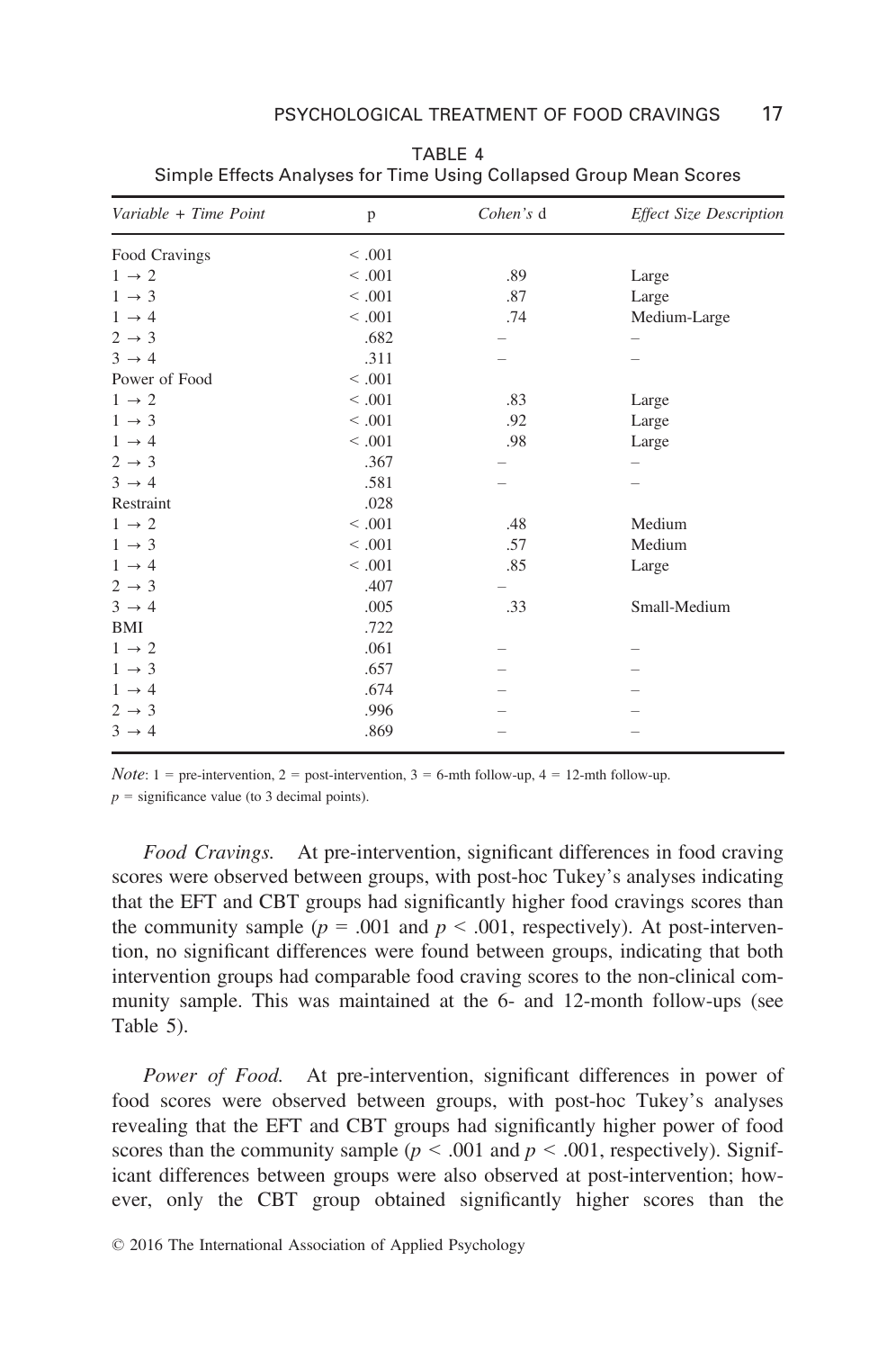TABLE 4
Simple Effects Analyses for Time Using Collapsed Group Mean Scores

| *Variable + Time Point* | p | *Cohen's* d | *Effect Size Description* |
|---|---|---|---|
| Food Cravings | < .001 | | |
| 1 → 2 | < .001 | .89 | Large |
| 1 → 3 | < .001 | .87 | Large |
| 1 → 4 | < .001 | .74 | Medium-Large |
| 2 → 3 | .682 | – | – |
| 3 → 4 | .311 | – | – |
| Power of Food | < .001 | | |
| 1 → 2 | < .001 | .83 | Large |
| 1 → 3 | < .001 | .92 | Large |
| 1 → 4 | < .001 | .98 | Large |
| 2 → 3 | .367 | – | – |
| 3 → 4 | .581 | – | – |
| Restraint | .028 | | |
| 1 → 2 | < .001 | .48 | Medium |
| 1 → 3 | < .001 | .57 | Medium |
| 1 → 4 | < .001 | .85 | Large |
| 2 → 3 | .407 | – | |
| 3 → 4 | .005 | .33 | Small-Medium |
| BMI | .722 | | |
| 1 → 2 | .061 | – | – |
| 1 → 3 | .657 | – | – |
| 1 → 4 | .674 | – | – |
| 2 → 3 | .996 | – | – |
| 3 → 4 | .869 | – | – |

*Note*: 1 = pre-intervention, 2 = post-intervention, 3 = 6-mth follow-up, 4 = 12-mth follow-up.
$p$ = significance value (to 3 decimal points).

*Food Cravings.* At pre-intervention, significant differences in food craving scores were observed between groups, with post-hoc Tukey's analyses indicating that the EFT and CBT groups had significantly higher food cravings scores than the community sample ($p = .001$ and $p < .001$, respectively). At post-intervention, no significant differences were found between groups, indicating that both intervention groups had comparable food craving scores to the non-clinical community sample. This was maintained at the 6- and 12-month follow-ups (see Table 5).

*Power of Food.* At pre-intervention, significant differences in power of food scores were observed between groups, with post-hoc Tukey's analyses revealing that the EFT and CBT groups had significantly higher power of food scores than the community sample ($p < .001$ and $p < .001$, respectively). Significant differences between groups were also observed at post-intervention; however, only the CBT group obtained significantly higher scores than the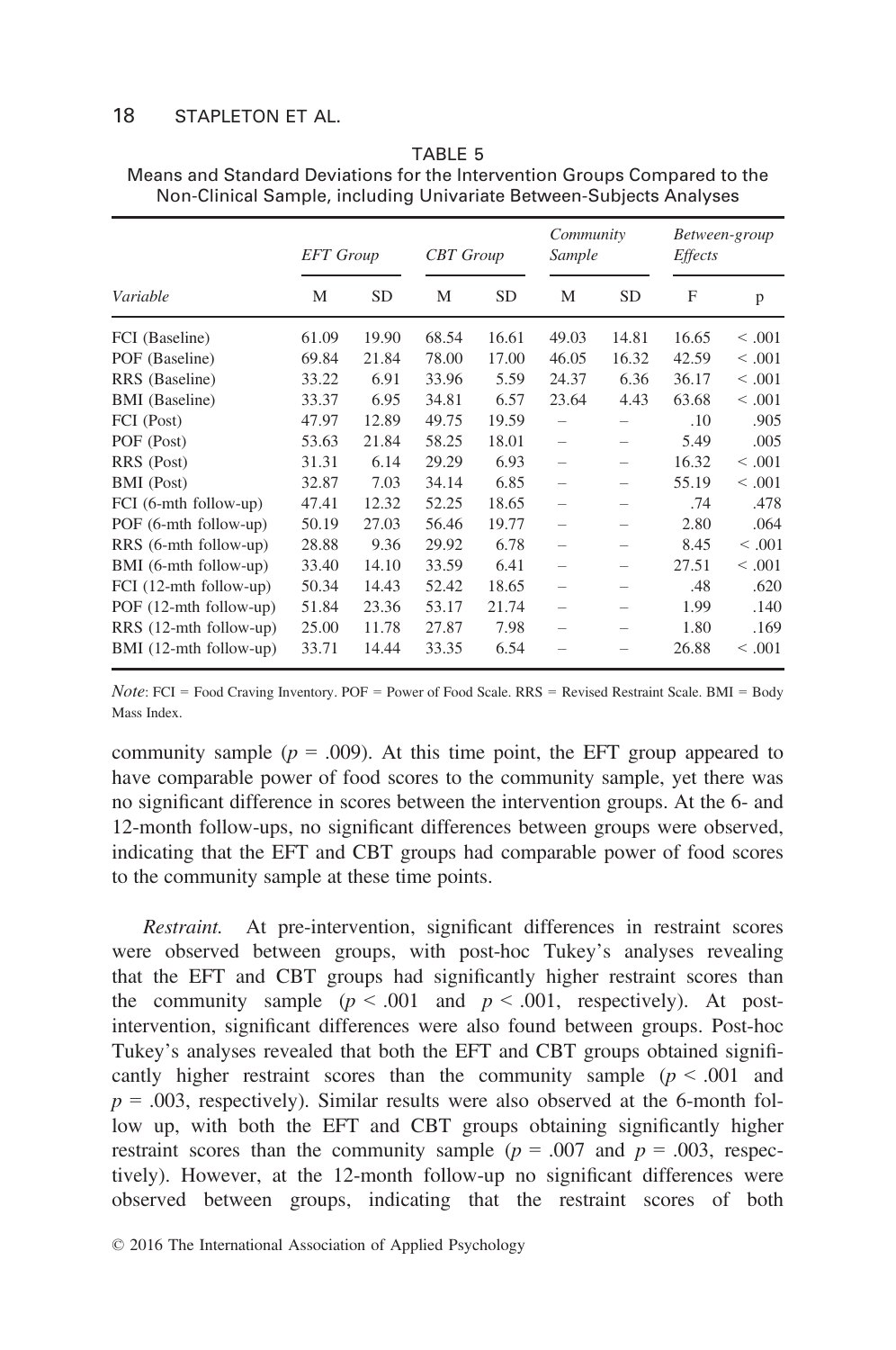TABLE 5
Means and Standard Deviations for the Intervention Groups Compared to the Non-Clinical Sample, including Univariate Between-Subjects Analyses

| | *EFT Group* | | *CBT Group* | | *Community Sample* | | *Between-group Effects* | |
|---|---|---|---|---|---|---|---|---|
| *Variable* | M | SD | M | SD | M | SD | F | p |
| FCI (Baseline) | 61.09 | 19.90 | 68.54 | 16.61 | 49.03 | 14.81 | 16.65 | < .001 |
| POF (Baseline) | 69.84 | 21.84 | 78.00 | 17.00 | 46.05 | 16.32 | 42.59 | < .001 |
| RRS (Baseline) | 33.22 | 6.91 | 33.96 | 5.59 | 24.37 | 6.36 | 36.17 | < .001 |
| BMI (Baseline) | 33.37 | 6.95 | 34.81 | 6.57 | 23.64 | 4.43 | 63.68 | < .001 |
| FCI (Post) | 47.97 | 12.89 | 49.75 | 19.59 | – | – | .10 | .905 |
| POF (Post) | 53.63 | 21.84 | 58.25 | 18.01 | – | – | 5.49 | .005 |
| RRS (Post) | 31.31 | 6.14 | 29.29 | 6.93 | – | – | 16.32 | < .001 |
| BMI (Post) | 32.87 | 7.03 | 34.14 | 6.85 | – | – | 55.19 | < .001 |
| FCI (6-mth follow-up) | 47.41 | 12.32 | 52.25 | 18.65 | – | – | .74 | .478 |
| POF (6-mth follow-up) | 50.19 | 27.03 | 56.46 | 19.77 | – | – | 2.80 | .064 |
| RRS (6-mth follow-up) | 28.88 | 9.36 | 29.92 | 6.78 | – | – | 8.45 | < .001 |
| BMI (6-mth follow-up) | 33.40 | 14.10 | 33.59 | 6.41 | – | – | 27.51 | < .001 |
| FCI (12-mth follow-up) | 50.34 | 14.43 | 52.42 | 18.65 | – | – | .48 | .620 |
| POF (12-mth follow-up) | 51.84 | 23.36 | 53.17 | 21.74 | – | – | 1.99 | .140 |
| RRS (12-mth follow-up) | 25.00 | 11.78 | 27.87 | 7.98 | – | – | 1.80 | .169 |
| BMI (12-mth follow-up) | 33.71 | 14.44 | 33.35 | 6.54 | – | – | 26.88 | < .001 |

*Note*: FCI = Food Craving Inventory. POF = Power of Food Scale. RRS = Revised Restraint Scale. BMI = Body Mass Index.

community sample ($p = .009$). At this time point, the EFT group appeared to have comparable power of food scores to the community sample, yet there was no significant difference in scores between the intervention groups. At the 6- and 12-month follow-ups, no significant differences between groups were observed, indicating that the EFT and CBT groups had comparable power of food scores to the community sample at these time points.

*Restraint.* At pre-intervention, significant differences in restraint scores were observed between groups, with post-hoc Tukey's analyses revealing that the EFT and CBT groups had significantly higher restraint scores than the community sample ($p < .001$ and $p < .001$, respectively). At post-intervention, significant differences were also found between groups. Post-hoc Tukey's analyses revealed that both the EFT and CBT groups obtained significantly higher restraint scores than the community sample ($p < .001$ and $p = .003$, respectively). Similar results were also observed at the 6-month follow up, with both the EFT and CBT groups obtaining significantly higher restraint scores than the community sample ($p = .007$ and $p = .003$, respectively). However, at the 12-month follow-up no significant differences were observed between groups, indicating that the restraint scores of both

© 2016 The International Association of Applied Psychology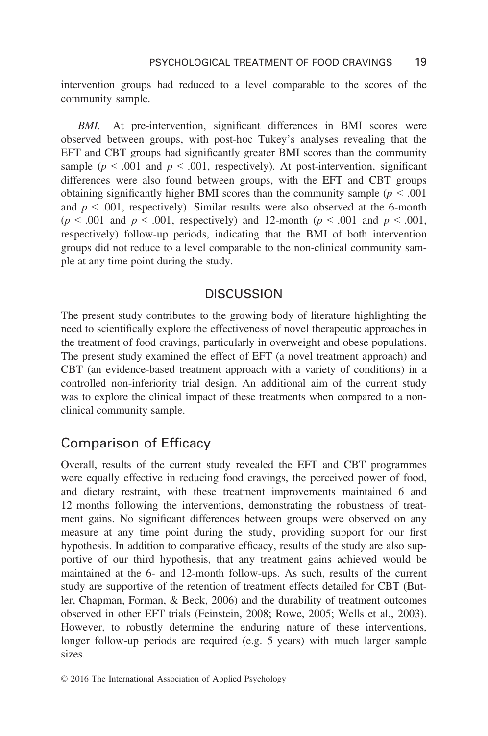intervention groups had reduced to a level comparable to the scores of the community sample.

*BMI.* At pre-intervention, significant differences in BMI scores were observed between groups, with post-hoc Tukey's analyses revealing that the EFT and CBT groups had significantly greater BMI scores than the community sample ($p < .001$ and $p < .001$, respectively). At post-intervention, significant differences were also found between groups, with the EFT and CBT groups obtaining significantly higher BMI scores than the community sample ($p < .001$ and $p < .001$, respectively). Similar results were also observed at the 6-month ($p < .001$ and $p < .001$, respectively) and 12-month ($p < .001$ and $p < .001$, respectively) follow-up periods, indicating that the BMI of both intervention groups did not reduce to a level comparable to the non-clinical community sample at any time point during the study.

## DISCUSSION

The present study contributes to the growing body of literature highlighting the need to scientifically explore the effectiveness of novel therapeutic approaches in the treatment of food cravings, particularly in overweight and obese populations. The present study examined the effect of EFT (a novel treatment approach) and CBT (an evidence-based treatment approach with a variety of conditions) in a controlled non-inferiority trial design. An additional aim of the current study was to explore the clinical impact of these treatments when compared to a non-clinical community sample.

### Comparison of Efficacy

Overall, results of the current study revealed the EFT and CBT programmes were equally effective in reducing food cravings, the perceived power of food, and dietary restraint, with these treatment improvements maintained 6 and 12 months following the interventions, demonstrating the robustness of treatment gains. No significant differences between groups were observed on any measure at any time point during the study, providing support for our first hypothesis. In addition to comparative efficacy, results of the study are also supportive of our third hypothesis, that any treatment gains achieved would be maintained at the 6- and 12-month follow-ups. As such, results of the current study are supportive of the retention of treatment effects detailed for CBT (Butler, Chapman, Forman, & Beck, 2006) and the durability of treatment outcomes observed in other EFT trials (Feinstein, 2008; Rowe, 2005; Wells et al., 2003). However, to robustly determine the enduring nature of these interventions, longer follow-up periods are required (e.g. 5 years) with much larger sample sizes.

© 2016 The International Association of Applied Psychology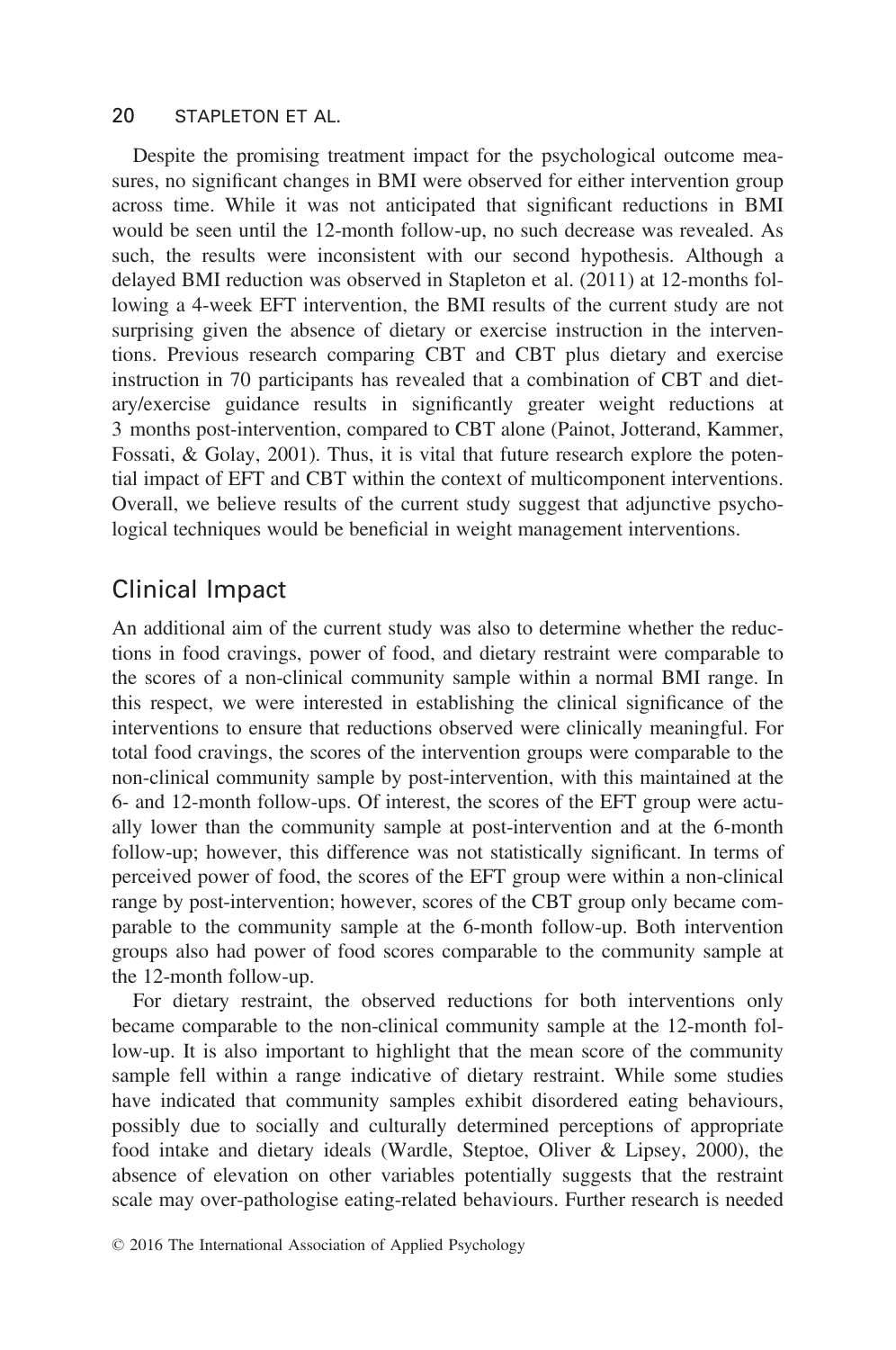Despite the promising treatment impact for the psychological outcome measures, no significant changes in BMI were observed for either intervention group across time. While it was not anticipated that significant reductions in BMI would be seen until the 12-month follow-up, no such decrease was revealed. As such, the results were inconsistent with our second hypothesis. Although a delayed BMI reduction was observed in Stapleton et al. (2011) at 12-months following a 4-week EFT intervention, the BMI results of the current study are not surprising given the absence of dietary or exercise instruction in the interventions. Previous research comparing CBT and CBT plus dietary and exercise instruction in 70 participants has revealed that a combination of CBT and dietary/exercise guidance results in significantly greater weight reductions at 3 months post-intervention, compared to CBT alone (Painot, Jotterand, Kammer, Fossati, & Golay, 2001). Thus, it is vital that future research explore the potential impact of EFT and CBT within the context of multicomponent interventions. Overall, we believe results of the current study suggest that adjunctive psychological techniques would be beneficial in weight management interventions.

## Clinical Impact

An additional aim of the current study was also to determine whether the reductions in food cravings, power of food, and dietary restraint were comparable to the scores of a non-clinical community sample within a normal BMI range. In this respect, we were interested in establishing the clinical significance of the interventions to ensure that reductions observed were clinically meaningful. For total food cravings, the scores of the intervention groups were comparable to the non-clinical community sample by post-intervention, with this maintained at the 6- and 12-month follow-ups. Of interest, the scores of the EFT group were actually lower than the community sample at post-intervention and at the 6-month follow-up; however, this difference was not statistically significant. In terms of perceived power of food, the scores of the EFT group were within a non-clinical range by post-intervention; however, scores of the CBT group only became comparable to the community sample at the 6-month follow-up. Both intervention groups also had power of food scores comparable to the community sample at the 12-month follow-up.

For dietary restraint, the observed reductions for both interventions only became comparable to the non-clinical community sample at the 12-month follow-up. It is also important to highlight that the mean score of the community sample fell within a range indicative of dietary restraint. While some studies have indicated that community samples exhibit disordered eating behaviours, possibly due to socially and culturally determined perceptions of appropriate food intake and dietary ideals (Wardle, Steptoe, Oliver & Lipsey, 2000), the absence of elevation on other variables potentially suggests that the restraint scale may over-pathologise eating-related behaviours. Further research is needed

© 2016 The International Association of Applied Psychology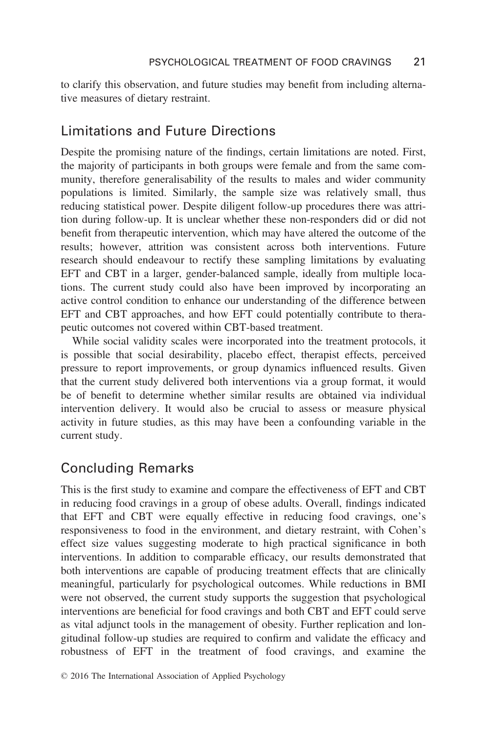to clarify this observation, and future studies may benefit from including alternative measures of dietary restraint.

## Limitations and Future Directions

Despite the promising nature of the findings, certain limitations are noted. First, the majority of participants in both groups were female and from the same community, therefore generalisability of the results to males and wider community populations is limited. Similarly, the sample size was relatively small, thus reducing statistical power. Despite diligent follow-up procedures there was attrition during follow-up. It is unclear whether these non-responders did or did not benefit from therapeutic intervention, which may have altered the outcome of the results; however, attrition was consistent across both interventions. Future research should endeavour to rectify these sampling limitations by evaluating EFT and CBT in a larger, gender-balanced sample, ideally from multiple locations. The current study could also have been improved by incorporating an active control condition to enhance our understanding of the difference between EFT and CBT approaches, and how EFT could potentially contribute to therapeutic outcomes not covered within CBT-based treatment.

While social validity scales were incorporated into the treatment protocols, it is possible that social desirability, placebo effect, therapist effects, perceived pressure to report improvements, or group dynamics influenced results. Given that the current study delivered both interventions via a group format, it would be of benefit to determine whether similar results are obtained via individual intervention delivery. It would also be crucial to assess or measure physical activity in future studies, as this may have been a confounding variable in the current study.

## Concluding Remarks

This is the first study to examine and compare the effectiveness of EFT and CBT in reducing food cravings in a group of obese adults. Overall, findings indicated that EFT and CBT were equally effective in reducing food cravings, one's responsiveness to food in the environment, and dietary restraint, with Cohen's effect size values suggesting moderate to high practical significance in both interventions. In addition to comparable efficacy, our results demonstrated that both interventions are capable of producing treatment effects that are clinically meaningful, particularly for psychological outcomes. While reductions in BMI were not observed, the current study supports the suggestion that psychological interventions are beneficial for food cravings and both CBT and EFT could serve as vital adjunct tools in the management of obesity. Further replication and longitudinal follow-up studies are required to confirm and validate the efficacy and robustness of EFT in the treatment of food cravings, and examine the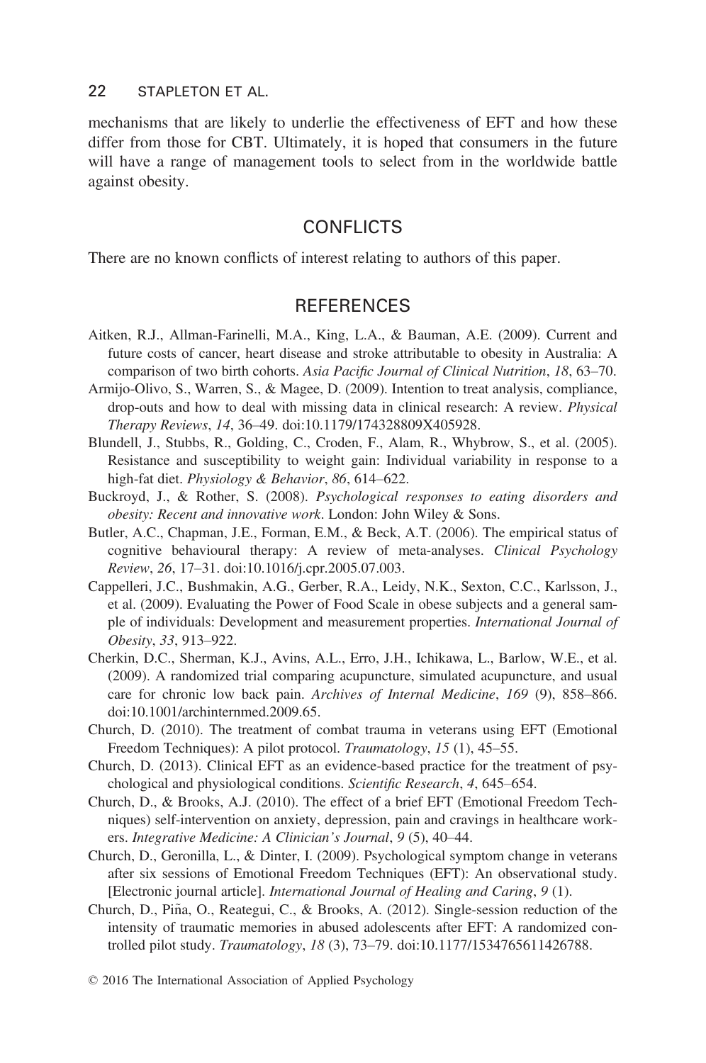mechanisms that are likely to underlie the effectiveness of EFT and how these differ from those for CBT. Ultimately, it is hoped that consumers in the future will have a range of management tools to select from in the worldwide battle against obesity.

## CONFLICTS

There are no known conflicts of interest relating to authors of this paper.

## REFERENCES

Aitken, R.J., Allman-Farinelli, M.A., King, L.A., & Bauman, A.E. (2009). Current and future costs of cancer, heart disease and stroke attributable to obesity in Australia: A comparison of two birth cohorts. *Asia Pacific Journal of Clinical Nutrition*, *18*, 63–70.

Armijo-Olivo, S., Warren, S., & Magee, D. (2009). Intention to treat analysis, compliance, drop-outs and how to deal with missing data in clinical research: A review. *Physical Therapy Reviews*, *14*, 36–49. doi:10.1179/174328809X405928.

Blundell, J., Stubbs, R., Golding, C., Croden, F., Alam, R., Whybrow, S., et al. (2005). Resistance and susceptibility to weight gain: Individual variability in response to a high-fat diet. *Physiology & Behavior*, *86*, 614–622.

Buckroyd, J., & Rother, S. (2008). *Psychological responses to eating disorders and obesity: Recent and innovative work*. London: John Wiley & Sons.

Butler, A.C., Chapman, J.E., Forman, E.M., & Beck, A.T. (2006). The empirical status of cognitive behavioural therapy: A review of meta-analyses. *Clinical Psychology Review*, *26*, 17–31. doi:10.1016/j.cpr.2005.07.003.

Cappelleri, J.C., Bushmakin, A.G., Gerber, R.A., Leidy, N.K., Sexton, C.C., Karlsson, J., et al. (2009). Evaluating the Power of Food Scale in obese subjects and a general sample of individuals: Development and measurement properties. *International Journal of Obesity*, *33*, 913–922.

Cherkin, D.C., Sherman, K.J., Avins, A.L., Erro, J.H., Ichikawa, L., Barlow, W.E., et al. (2009). A randomized trial comparing acupuncture, simulated acupuncture, and usual care for chronic low back pain. *Archives of Internal Medicine*, *169* (9), 858–866. doi:10.1001/archinternmed.2009.65.

Church, D. (2010). The treatment of combat trauma in veterans using EFT (Emotional Freedom Techniques): A pilot protocol. *Traumatology*, *15* (1), 45–55.

Church, D. (2013). Clinical EFT as an evidence-based practice for the treatment of psychological and physiological conditions. *Scientific Research*, *4*, 645–654.

Church, D., & Brooks, A.J. (2010). The effect of a brief EFT (Emotional Freedom Techniques) self-intervention on anxiety, depression, pain and cravings in healthcare workers. *Integrative Medicine: A Clinician's Journal*, *9* (5), 40–44.

Church, D., Geronilla, L., & Dinter, I. (2009). Psychological symptom change in veterans after six sessions of Emotional Freedom Techniques (EFT): An observational study. [Electronic journal article]. *International Journal of Healing and Caring*, *9* (1).

Church, D., Piña, O., Reategui, C., & Brooks, A. (2012). Single-session reduction of the intensity of traumatic memories in abused adolescents after EFT: A randomized controlled pilot study. *Traumatology*, *18* (3), 73–79. doi:10.1177/1534765611426788.

© 2016 The International Association of Applied Psychology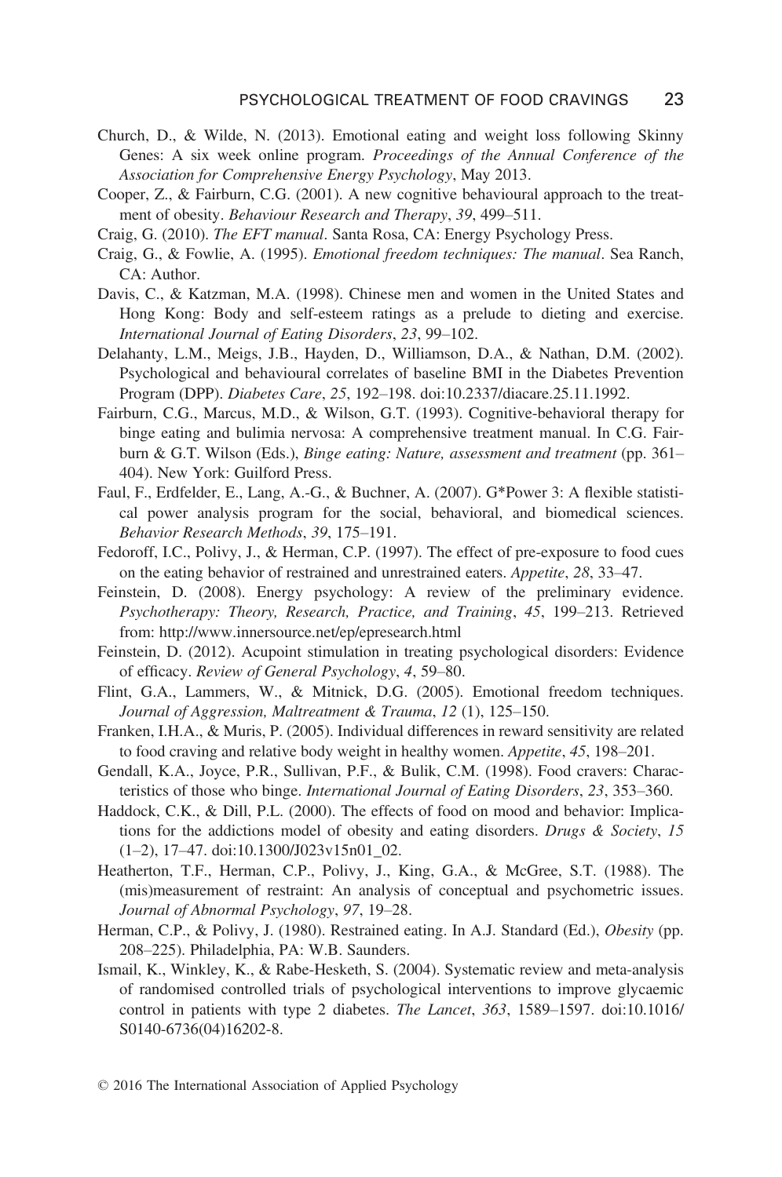Church, D., & Wilde, N. (2013). Emotional eating and weight loss following Skinny Genes: A six week online program. *Proceedings of the Annual Conference of the Association for Comprehensive Energy Psychology*, May 2013.

Cooper, Z., & Fairburn, C.G. (2001). A new cognitive behavioural approach to the treatment of obesity. *Behaviour Research and Therapy*, *39*, 499–511.

Craig, G. (2010). *The EFT manual*. Santa Rosa, CA: Energy Psychology Press.

Craig, G., & Fowlie, A. (1995). *Emotional freedom techniques: The manual*. Sea Ranch, CA: Author.

Davis, C., & Katzman, M.A. (1998). Chinese men and women in the United States and Hong Kong: Body and self-esteem ratings as a prelude to dieting and exercise. *International Journal of Eating Disorders*, *23*, 99–102.

Delahanty, L.M., Meigs, J.B., Hayden, D., Williamson, D.A., & Nathan, D.M. (2002). Psychological and behavioural correlates of baseline BMI in the Diabetes Prevention Program (DPP). *Diabetes Care*, *25*, 192–198. doi:10.2337/diacare.25.11.1992.

Fairburn, C.G., Marcus, M.D., & Wilson, G.T. (1993). Cognitive-behavioral therapy for binge eating and bulimia nervosa: A comprehensive treatment manual. In C.G. Fairburn & G.T. Wilson (Eds.), *Binge eating: Nature, assessment and treatment* (pp. 361–404). New York: Guilford Press.

Faul, F., Erdfelder, E., Lang, A.-G., & Buchner, A. (2007). G*Power 3: A flexible statistical power analysis program for the social, behavioral, and biomedical sciences. *Behavior Research Methods*, *39*, 175–191.

Fedoroff, I.C., Polivy, J., & Herman, C.P. (1997). The effect of pre-exposure to food cues on the eating behavior of restrained and unrestrained eaters. *Appetite*, *28*, 33–47.

Feinstein, D. (2008). Energy psychology: A review of the preliminary evidence. *Psychotherapy: Theory, Research, Practice, and Training*, *45*, 199–213. Retrieved from: http://www.innersource.net/ep/epresearch.html

Feinstein, D. (2012). Acupoint stimulation in treating psychological disorders: Evidence of efficacy. *Review of General Psychology*, *4*, 59–80.

Flint, G.A., Lammers, W., & Mitnick, D.G. (2005). Emotional freedom techniques. *Journal of Aggression, Maltreatment & Trauma*, *12* (1), 125–150.

Franken, I.H.A., & Muris, P. (2005). Individual differences in reward sensitivity are related to food craving and relative body weight in healthy women. *Appetite*, *45*, 198–201.

Gendall, K.A., Joyce, P.R., Sullivan, P.F., & Bulik, C.M. (1998). Food cravers: Characteristics of those who binge. *International Journal of Eating Disorders*, *23*, 353–360.

Haddock, C.K., & Dill, P.L. (2000). The effects of food on mood and behavior: Implications for the addictions model of obesity and eating disorders. *Drugs & Society*, *15* (1–2), 17–47. doi:10.1300/J023v15n01_02.

Heatherton, T.F., Herman, C.P., Polivy, J., King, G.A., & McGree, S.T. (1988). The (mis)measurement of restraint: An analysis of conceptual and psychometric issues. *Journal of Abnormal Psychology*, *97*, 19–28.

Herman, C.P., & Polivy, J. (1980). Restrained eating. In A.J. Standard (Ed.), *Obesity* (pp. 208–225). Philadelphia, PA: W.B. Saunders.

Ismail, K., Winkley, K., & Rabe-Hesketh, S. (2004). Systematic review and meta-analysis of randomised controlled trials of psychological interventions to improve glycaemic control in patients with type 2 diabetes. *The Lancet*, *363*, 1589–1597. doi:10.1016/S0140-6736(04)16202-8.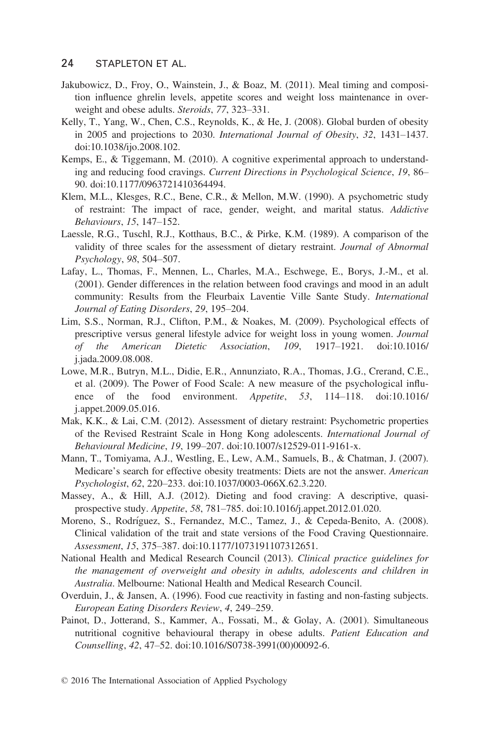Jakubowicz, D., Froy, O., Wainstein, J., & Boaz, M. (2011). Meal timing and composition influence ghrelin levels, appetite scores and weight loss maintenance in overweight and obese adults. *Steroids*, *77*, 323–331.

Kelly, T., Yang, W., Chen, C.S., Reynolds, K., & He, J. (2008). Global burden of obesity in 2005 and projections to 2030. *International Journal of Obesity*, *32*, 1431–1437. doi:10.1038/ijo.2008.102.

Kemps, E., & Tiggemann, M. (2010). A cognitive experimental approach to understanding and reducing food cravings. *Current Directions in Psychological Science*, *19*, 86–90. doi:10.1177/0963721410364494.

Klem, M.L., Klesges, R.C., Bene, C.R., & Mellon, M.W. (1990). A psychometric study of restraint: The impact of race, gender, weight, and marital status. *Addictive Behaviours*, *15*, 147–152.

Laessle, R.G., Tuschl, R.J., Kotthaus, B.C., & Pirke, K.M. (1989). A comparison of the validity of three scales for the assessment of dietary restraint. *Journal of Abnormal Psychology*, *98*, 504–507.

Lafay, L., Thomas, F., Mennen, L., Charles, M.A., Eschwege, E., Borys, J.-M., et al. (2001). Gender differences in the relation between food cravings and mood in an adult community: Results from the Fleurbaix Laventie Ville Sante Study. *International Journal of Eating Disorders*, *29*, 195–204.

Lim, S.S., Norman, R.J., Clifton, P.M., & Noakes, M. (2009). Psychological effects of prescriptive versus general lifestyle advice for weight loss in young women. *Journal of the American Dietetic Association*, *109*, 1917–1921. doi:10.1016/j.jada.2009.08.008.

Lowe, M.R., Butryn, M.L., Didie, E.R., Annunziato, R.A., Thomas, J.G., Crerand, C.E., et al. (2009). The Power of Food Scale: A new measure of the psychological influence of the food environment. *Appetite*, *53*, 114–118. doi:10.1016/j.appet.2009.05.016.

Mak, K.K., & Lai, C.M. (2012). Assessment of dietary restraint: Psychometric properties of the Revised Restraint Scale in Hong Kong adolescents. *International Journal of Behavioural Medicine*, *19*, 199–207. doi:10.1007/s12529-011-9161-x.

Mann, T., Tomiyama, A.J., Westling, E., Lew, A.M., Samuels, B., & Chatman, J. (2007). Medicare's search for effective obesity treatments: Diets are not the answer. *American Psychologist*, *62*, 220–233. doi:10.1037/0003-066X.62.3.220.

Massey, A., & Hill, A.J. (2012). Dieting and food craving: A descriptive, quasi-prospective study. *Appetite*, *58*, 781–785. doi:10.1016/j.appet.2012.01.020.

Moreno, S., Rodríguez, S., Fernandez, M.C., Tamez, J., & Cepeda-Benito, A. (2008). Clinical validation of the trait and state versions of the Food Craving Questionnaire. *Assessment*, *15*, 375–387. doi:10.1177/1073191107312651.

National Health and Medical Research Council (2013). *Clinical practice guidelines for the management of overweight and obesity in adults, adolescents and children in Australia*. Melbourne: National Health and Medical Research Council.

Overduin, J., & Jansen, A. (1996). Food cue reactivity in fasting and non-fasting subjects. *European Eating Disorders Review*, *4*, 249–259.

Painot, D., Jotterand, S., Kammer, A., Fossati, M., & Golay, A. (2001). Simultaneous nutritional cognitive behavioural therapy in obese adults. *Patient Education and Counselling*, *42*, 47–52. doi:10.1016/S0738-3991(00)00092-6.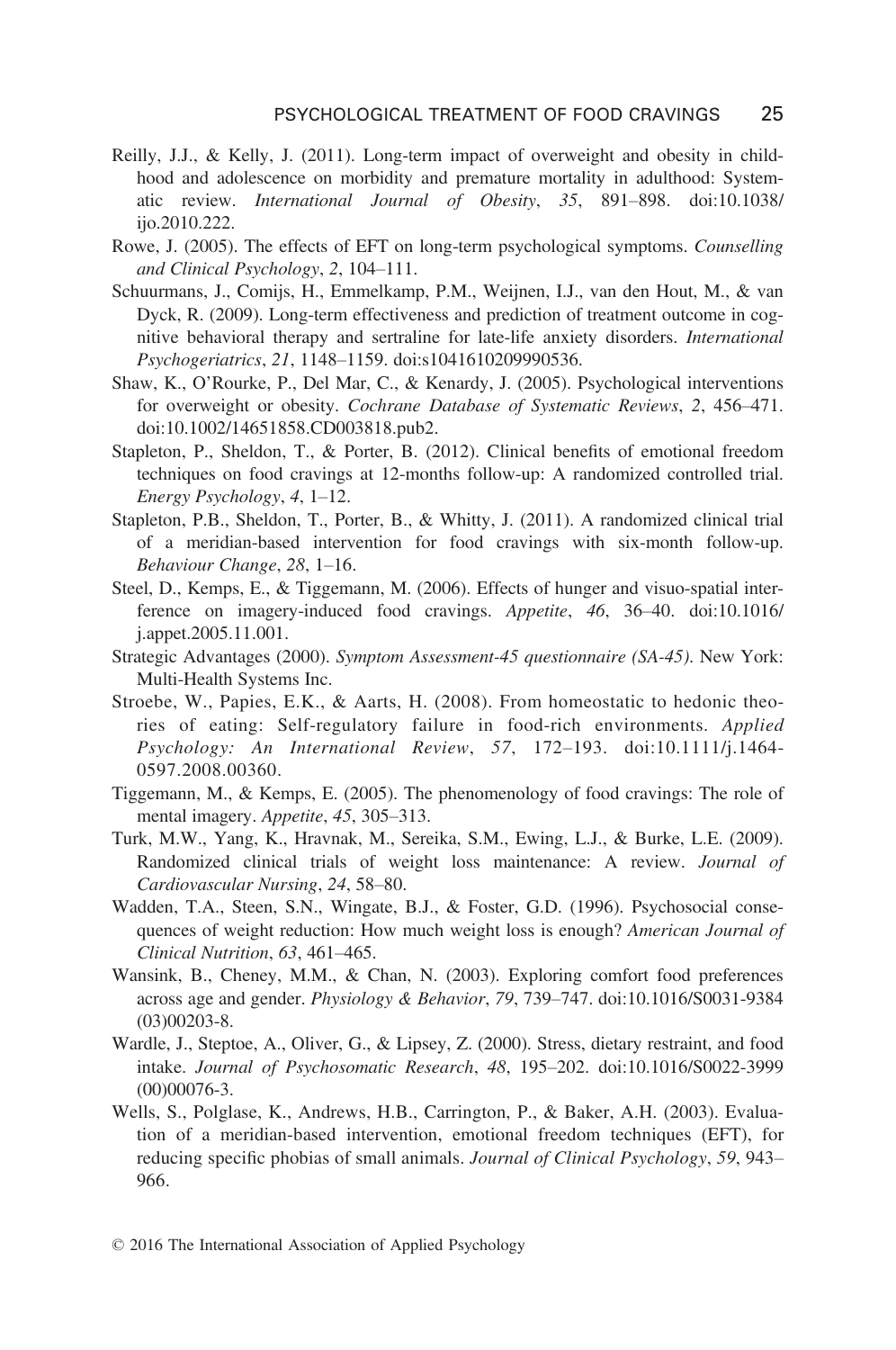Reilly, J.J., & Kelly, J. (2011). Long-term impact of overweight and obesity in childhood and adolescence on morbidity and premature mortality in adulthood: Systematic review. *International Journal of Obesity*, *35*, 891–898. doi:10.1038/ijo.2010.222.

Rowe, J. (2005). The effects of EFT on long-term psychological symptoms. *Counselling and Clinical Psychology*, *2*, 104–111.

Schuurmans, J., Comijs, H., Emmelkamp, P.M., Weijnen, I.J., van den Hout, M., & van Dyck, R. (2009). Long-term effectiveness and prediction of treatment outcome in cognitive behavioral therapy and sertraline for late-life anxiety disorders. *International Psychogeriatrics*, *21*, 1148–1159. doi:s1041610209990536.

Shaw, K., O'Rourke, P., Del Mar, C., & Kenardy, J. (2005). Psychological interventions for overweight or obesity. *Cochrane Database of Systematic Reviews*, *2*, 456–471. doi:10.1002/14651858.CD003818.pub2.

Stapleton, P., Sheldon, T., & Porter, B. (2012). Clinical benefits of emotional freedom techniques on food cravings at 12-months follow-up: A randomized controlled trial. *Energy Psychology*, *4*, 1–12.

Stapleton, P.B., Sheldon, T., Porter, B., & Whitty, J. (2011). A randomized clinical trial of a meridian-based intervention for food cravings with six-month follow-up. *Behaviour Change*, *28*, 1–16.

Steel, D., Kemps, E., & Tiggemann, M. (2006). Effects of hunger and visuo-spatial interference on imagery-induced food cravings. *Appetite*, *46*, 36–40. doi:10.1016/j.appet.2005.11.001.

Strategic Advantages (2000). *Symptom Assessment-45 questionnaire (SA-45)*. New York: Multi-Health Systems Inc.

Stroebe, W., Papies, E.K., & Aarts, H. (2008). From homeostatic to hedonic theories of eating: Self-regulatory failure in food-rich environments. *Applied Psychology: An International Review*, *57*, 172–193. doi:10.1111/j.1464-0597.2008.00360.

Tiggemann, M., & Kemps, E. (2005). The phenomenology of food cravings: The role of mental imagery. *Appetite*, *45*, 305–313.

Turk, M.W., Yang, K., Hravnak, M., Sereika, S.M., Ewing, L.J., & Burke, L.E. (2009). Randomized clinical trials of weight loss maintenance: A review. *Journal of Cardiovascular Nursing*, *24*, 58–80.

Wadden, T.A., Steen, S.N., Wingate, B.J., & Foster, G.D. (1996). Psychosocial consequences of weight reduction: How much weight loss is enough? *American Journal of Clinical Nutrition*, *63*, 461–465.

Wansink, B., Cheney, M.M., & Chan, N. (2003). Exploring comfort food preferences across age and gender. *Physiology & Behavior*, *79*, 739–747. doi:10.1016/S0031-9384(03)00203-8.

Wardle, J., Steptoe, A., Oliver, G., & Lipsey, Z. (2000). Stress, dietary restraint, and food intake. *Journal of Psychosomatic Research*, *48*, 195–202. doi:10.1016/S0022-3999(00)00076-3.

Wells, S., Polglase, K., Andrews, H.B., Carrington, P., & Baker, A.H. (2003). Evaluation of a meridian-based intervention, emotional freedom techniques (EFT), for reducing specific phobias of small animals. *Journal of Clinical Psychology*, *59*, 943–966.

© 2016 The International Association of Applied Psychology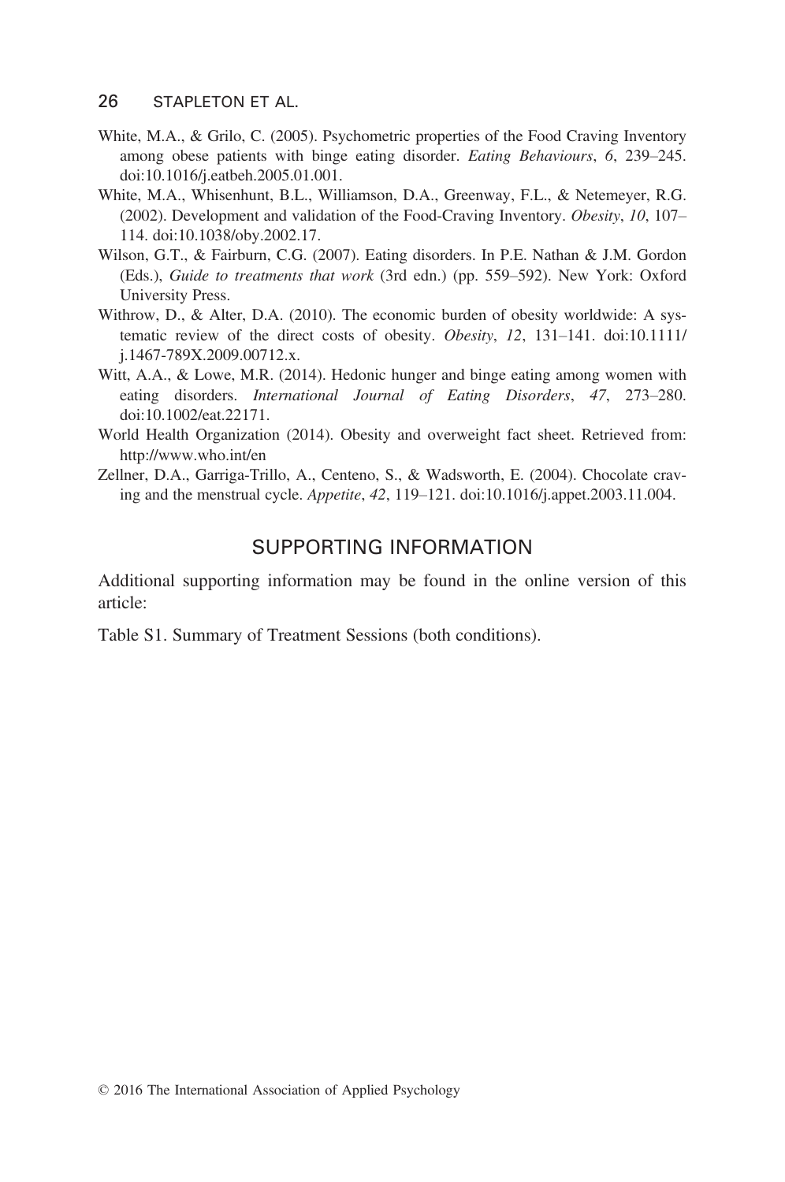White, M.A., & Grilo, C. (2005). Psychometric properties of the Food Craving Inventory among obese patients with binge eating disorder. *Eating Behaviours*, *6*, 239–245. doi:10.1016/j.eatbeh.2005.01.001.

White, M.A., Whisenhunt, B.L., Williamson, D.A., Greenway, F.L., & Netemeyer, R.G. (2002). Development and validation of the Food-Craving Inventory. *Obesity*, *10*, 107–114. doi:10.1038/oby.2002.17.

Wilson, G.T., & Fairburn, C.G. (2007). Eating disorders. In P.E. Nathan & J.M. Gordon (Eds.), *Guide to treatments that work* (3rd edn.) (pp. 559–592). New York: Oxford University Press.

Withrow, D., & Alter, D.A. (2010). The economic burden of obesity worldwide: A systematic review of the direct costs of obesity. *Obesity*, *12*, 131–141. doi:10.1111/j.1467-789X.2009.00712.x.

Witt, A.A., & Lowe, M.R. (2014). Hedonic hunger and binge eating among women with eating disorders. *International Journal of Eating Disorders*, *47*, 273–280. doi:10.1002/eat.22171.

World Health Organization (2014). Obesity and overweight fact sheet. Retrieved from: http://www.who.int/en

Zellner, D.A., Garriga-Trillo, A., Centeno, S., & Wadsworth, E. (2004). Chocolate craving and the menstrual cycle. *Appetite*, *42*, 119–121. doi:10.1016/j.appet.2003.11.004.

## SUPPORTING INFORMATION

Additional supporting information may be found in the online version of this article:

Table S1. Summary of Treatment Sessions (both conditions).

© 2016 The International Association of Applied Psychology